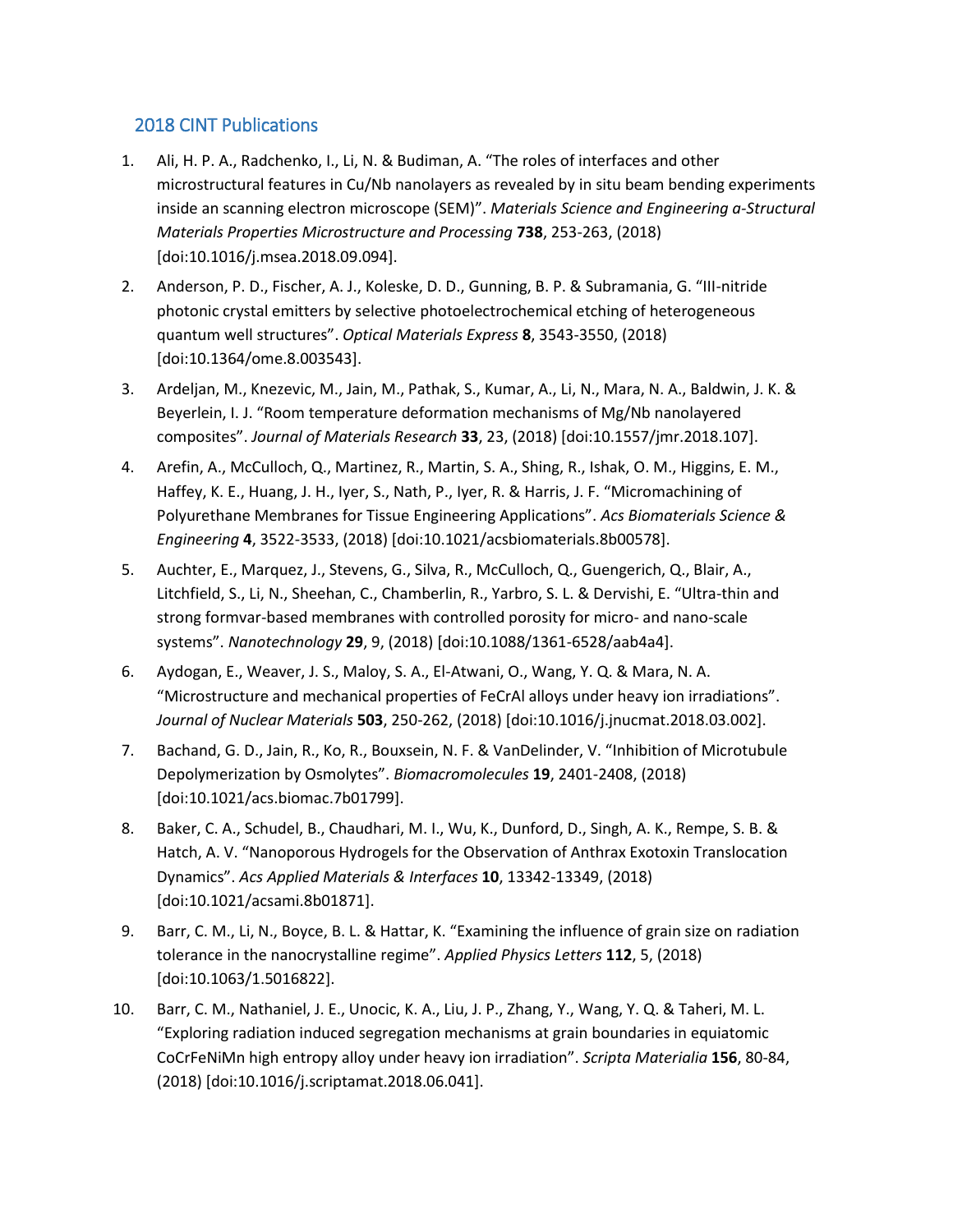## 2018 CINT Publications

1. Ali, H. P. A., Radchenko, I., Li, N. & Budiman, A. "The roles of interfaces and other microstructural features in Cu/Nb nanolayers as revealed by in situ beam bending experiments inside an scanning electron microscope (SEM)". *Materials Science and Engineering a-Structural Materials Properties Microstructure and Processing* **738**, 253-263, (2018) [doi:10.1016/j.msea.2018.09.094].
2. Anderson, P. D., Fischer, A. J., Koleske, D. D., Gunning, B. P. & Subramania, G. "III-nitride photonic crystal emitters by selective photoelectrochemical etching of heterogeneous quantum well structures". *Optical Materials Express* **8**, 3543-3550, (2018) [doi:10.1364/ome.8.003543].
3. Ardeljan, M., Knezevic, M., Jain, M., Pathak, S., Kumar, A., Li, N., Mara, N. A., Baldwin, J. K. & Beyerlein, I. J. "Room temperature deformation mechanisms of Mg/Nb nanolayered composites". *Journal of Materials Research* **33**, 23, (2018) [doi:10.1557/jmr.2018.107].
4. Arefin, A., McCulloch, Q., Martinez, R., Martin, S. A., Shing, R., Ishak, O. M., Higgins, E. M., Haffey, K. E., Huang, J. H., Iyer, S., Nath, P., Iyer, R. & Harris, J. F. "Micromachining of Polyurethane Membranes for Tissue Engineering Applications". *Acs Biomaterials Science & Engineering* **4**, 3522-3533, (2018) [doi:10.1021/acsbiomaterials.8b00578].
5. Auchter, E., Marquez, J., Stevens, G., Silva, R., McCulloch, Q., Guengerich, Q., Blair, A., Litchfield, S., Li, N., Sheehan, C., Chamberlin, R., Yarbro, S. L. & Dervishi, E. "Ultra-thin and strong formvar-based membranes with controlled porosity for micro- and nano-scale systems". *Nanotechnology* **29**, 9, (2018) [doi:10.1088/1361-6528/aab4a4].
6. Aydogan, E., Weaver, J. S., Maloy, S. A., El-Atwani, O., Wang, Y. Q. & Mara, N. A. "Microstructure and mechanical properties of FeCrAl alloys under heavy ion irradiations". *Journal of Nuclear Materials* **503**, 250-262, (2018) [doi:10.1016/j.jnucmat.2018.03.002].
7. Bachand, G. D., Jain, R., Ko, R., Bouxsein, N. F. & VanDelinder, V. "Inhibition of Microtubule Depolymerization by Osmolytes". *Biomacromolecules* **19**, 2401-2408, (2018) [doi:10.1021/acs.biomac.7b01799].
8. Baker, C. A., Schudel, B., Chaudhari, M. I., Wu, K., Dunford, D., Singh, A. K., Rempe, S. B. & Hatch, A. V. "Nanoporous Hydrogels for the Observation of Anthrax Exotoxin Translocation Dynamics". *Acs Applied Materials & Interfaces* **10**, 13342-13349, (2018) [doi:10.1021/acsami.8b01871].
9. Barr, C. M., Li, N., Boyce, B. L. & Hattar, K. "Examining the influence of grain size on radiation tolerance in the nanocrystalline regime". *Applied Physics Letters* **112**, 5, (2018) [doi:10.1063/1.5016822].
10. Barr, C. M., Nathaniel, J. E., Unocic, K. A., Liu, J. P., Zhang, Y., Wang, Y. Q. & Taheri, M. L. "Exploring radiation induced segregation mechanisms at grain boundaries in equiatomic CoCrFeNiMn high entropy alloy under heavy ion irradiation". *Scripta Materialia* **156**, 80-84, (2018) [doi:10.1016/j.scriptamat.2018.06.041].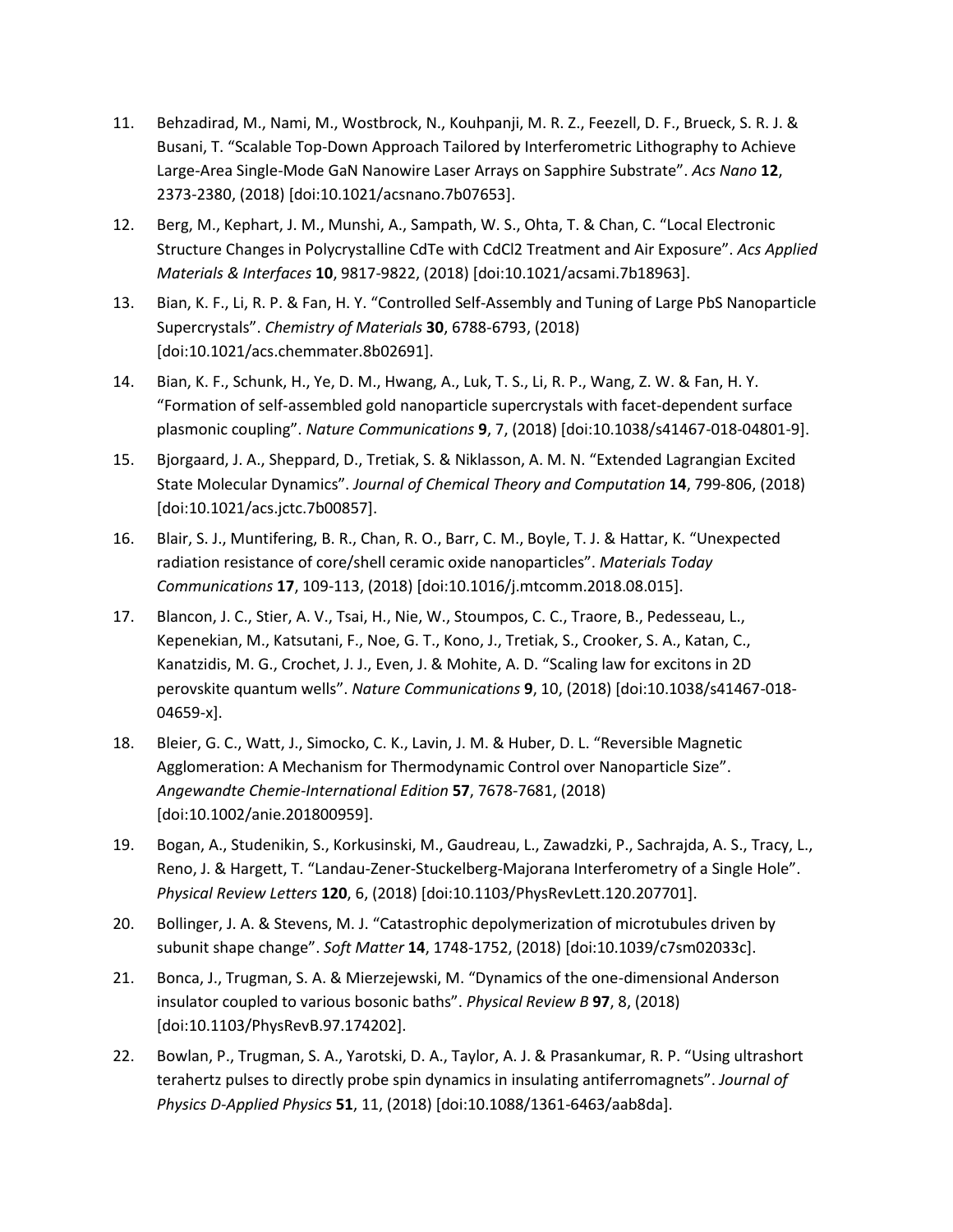11. Behzadirad, M., Nami, M., Wostbrock, N., Kouhpanji, M. R. Z., Feezell, D. F., Brueck, S. R. J. & Busani, T. “Scalable Top-Down Approach Tailored by Interferometric Lithography to Achieve Large-Area Single-Mode GaN Nanowire Laser Arrays on Sapphire Substrate”. *Acs Nano* **12**, 2373-2380, (2018) [doi:10.1021/acsnano.7b07653].
12. Berg, M., Kephart, J. M., Munshi, A., Sampath, W. S., Ohta, T. & Chan, C. “Local Electronic Structure Changes in Polycrystalline CdTe with CdCl2 Treatment and Air Exposure”. *Acs Applied Materials & Interfaces* **10**, 9817-9822, (2018) [doi:10.1021/acsami.7b18963].
13. Bian, K. F., Li, R. P. & Fan, H. Y. “Controlled Self-Assembly and Tuning of Large PbS Nanoparticle Supercrystals”. *Chemistry of Materials* **30**, 6788-6793, (2018) [doi:10.1021/acs.chemmater.8b02691].
14. Bian, K. F., Schunk, H., Ye, D. M., Hwang, A., Luk, T. S., Li, R. P., Wang, Z. W. & Fan, H. Y. “Formation of self-assembled gold nanoparticle supercrystals with facet-dependent surface plasmonic coupling”. *Nature Communications* **9**, 7, (2018) [doi:10.1038/s41467-018-04801-9].
15. Bjorgaard, J. A., Sheppard, D., Tretiak, S. & Niklasson, A. M. N. “Extended Lagrangian Excited State Molecular Dynamics”. *Journal of Chemical Theory and Computation* **14**, 799-806, (2018) [doi:10.1021/acs.jctc.7b00857].
16. Blair, S. J., Muntifering, B. R., Chan, R. O., Barr, C. M., Boyle, T. J. & Hattar, K. “Unexpected radiation resistance of core/shell ceramic oxide nanoparticles”. *Materials Today Communications* **17**, 109-113, (2018) [doi:10.1016/j.mtcomm.2018.08.015].
17. Blancon, J. C., Stier, A. V., Tsai, H., Nie, W., Stoumpos, C. C., Traore, B., Pedesseau, L., Kepenekian, M., Katsutani, F., Noe, G. T., Kono, J., Tretiak, S., Crooker, S. A., Katan, C., Kanatzidis, M. G., Crochet, J. J., Even, J. & Mohite, A. D. “Scaling law for excitons in 2D perovskite quantum wells”. *Nature Communications* **9**, 10, (2018) [doi:10.1038/s41467-018-04659-x].
18. Bleier, G. C., Watt, J., Simocko, C. K., Lavin, J. M. & Huber, D. L. “Reversible Magnetic Agglomeration: A Mechanism for Thermodynamic Control over Nanoparticle Size”. *Angewandte Chemie-International Edition* **57**, 7678-7681, (2018) [doi:10.1002/anie.201800959].
19. Bogan, A., Studenikin, S., Korkusinski, M., Gaudreau, L., Zawadzki, P., Sachrajda, A. S., Tracy, L., Reno, J. & Hargett, T. “Landau-Zener-Stuckelberg-Majorana Interferometry of a Single Hole”. *Physical Review Letters* **120**, 6, (2018) [doi:10.1103/PhysRevLett.120.207701].
20. Bollinger, J. A. & Stevens, M. J. “Catastrophic depolymerization of microtubules driven by subunit shape change”. *Soft Matter* **14**, 1748-1752, (2018) [doi:10.1039/c7sm02033c].
21. Bonca, J., Trugman, S. A. & Mierzejewski, M. “Dynamics of the one-dimensional Anderson insulator coupled to various bosonic baths”. *Physical Review B* **97**, 8, (2018) [doi:10.1103/PhysRevB.97.174202].
22. Bowlan, P., Trugman, S. A., Yarotski, D. A., Taylor, A. J. & Prasankumar, R. P. “Using ultrashort terahertz pulses to directly probe spin dynamics in insulating antiferromagnets”. *Journal of Physics D-Applied Physics* **51**, 11, (2018) [doi:10.1088/1361-6463/aab8da].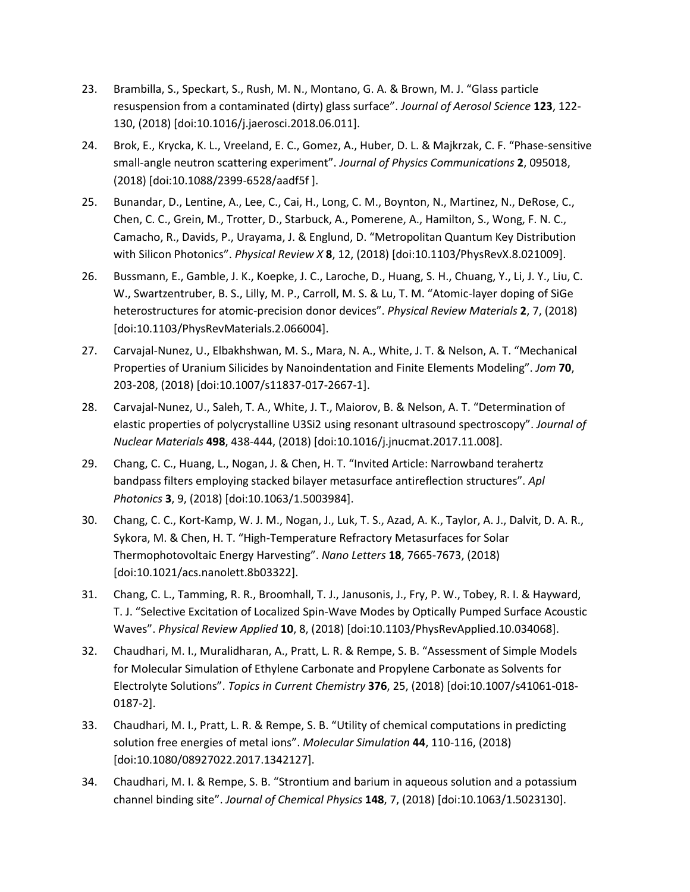23. Brambilla, S., Speckart, S., Rush, M. N., Montano, G. A. & Brown, M. J. “Glass particle resuspension from a contaminated (dirty) glass surface”. *Journal of Aerosol Science* **123**, 122-130, (2018) [doi:10.1016/j.jaerosci.2018.06.011].

24. Brok, E., Krycka, K. L., Vreeland, E. C., Gomez, A., Huber, D. L. & Majkrzak, C. F. “Phase-sensitive small-angle neutron scattering experiment”. *Journal of Physics Communications* **2**, 095018, (2018) [doi:10.1088/2399-6528/aadf5f ].

25. Bunandar, D., Lentine, A., Lee, C., Cai, H., Long, C. M., Boynton, N., Martinez, N., DeRose, C., Chen, C. C., Grein, M., Trotter, D., Starbuck, A., Pomerene, A., Hamilton, S., Wong, F. N. C., Camacho, R., Davids, P., Urayama, J. & Englund, D. “Metropolitan Quantum Key Distribution with Silicon Photonics”. *Physical Review X* **8**, 12, (2018) [doi:10.1103/PhysRevX.8.021009].

26. Bussmann, E., Gamble, J. K., Koepke, J. C., Laroche, D., Huang, S. H., Chuang, Y., Li, J. Y., Liu, C. W., Swartzentruber, B. S., Lilly, M. P., Carroll, M. S. & Lu, T. M. “Atomic-layer doping of SiGe heterostructures for atomic-precision donor devices”. *Physical Review Materials* **2**, 7, (2018) [doi:10.1103/PhysRevMaterials.2.066004].

27. Carvajal-Nunez, U., Elbakhshwan, M. S., Mara, N. A., White, J. T. & Nelson, A. T. “Mechanical Properties of Uranium Silicides by Nanoindentation and Finite Elements Modeling”. *Jom* **70**, 203-208, (2018) [doi:10.1007/s11837-017-2667-1].

28. Carvajal-Nunez, U., Saleh, T. A., White, J. T., Maiorov, B. & Nelson, A. T. “Determination of elastic properties of polycrystalline U3Si2 using resonant ultrasound spectroscopy”. *Journal of Nuclear Materials* **498**, 438-444, (2018) [doi:10.1016/j.jnucmat.2017.11.008].

29. Chang, C. C., Huang, L., Nogan, J. & Chen, H. T. “Invited Article: Narrowband terahertz bandpass filters employing stacked bilayer metasurface antireflection structures”. *Apl Photonics* **3**, 9, (2018) [doi:10.1063/1.5003984].

30. Chang, C. C., Kort-Kamp, W. J. M., Nogan, J., Luk, T. S., Azad, A. K., Taylor, A. J., Dalvit, D. A. R., Sykora, M. & Chen, H. T. “High-Temperature Refractory Metasurfaces for Solar Thermophotovoltaic Energy Harvesting”. *Nano Letters* **18**, 7665-7673, (2018) [doi:10.1021/acs.nanolett.8b03322].

31. Chang, C. L., Tamming, R. R., Broomhall, T. J., Janusonis, J., Fry, P. W., Tobey, R. I. & Hayward, T. J. “Selective Excitation of Localized Spin-Wave Modes by Optically Pumped Surface Acoustic Waves”. *Physical Review Applied* **10**, 8, (2018) [doi:10.1103/PhysRevApplied.10.034068].

32. Chaudhari, M. I., Muralidharan, A., Pratt, L. R. & Rempe, S. B. “Assessment of Simple Models for Molecular Simulation of Ethylene Carbonate and Propylene Carbonate as Solvents for Electrolyte Solutions”. *Topics in Current Chemistry* **376**, 25, (2018) [doi:10.1007/s41061-018-0187-2].

33. Chaudhari, M. I., Pratt, L. R. & Rempe, S. B. “Utility of chemical computations in predicting solution free energies of metal ions”. *Molecular Simulation* **44**, 110-116, (2018) [doi:10.1080/08927022.2017.1342127].

34. Chaudhari, M. I. & Rempe, S. B. “Strontium and barium in aqueous solution and a potassium channel binding site”. *Journal of Chemical Physics* **148**, 7, (2018) [doi:10.1063/1.5023130].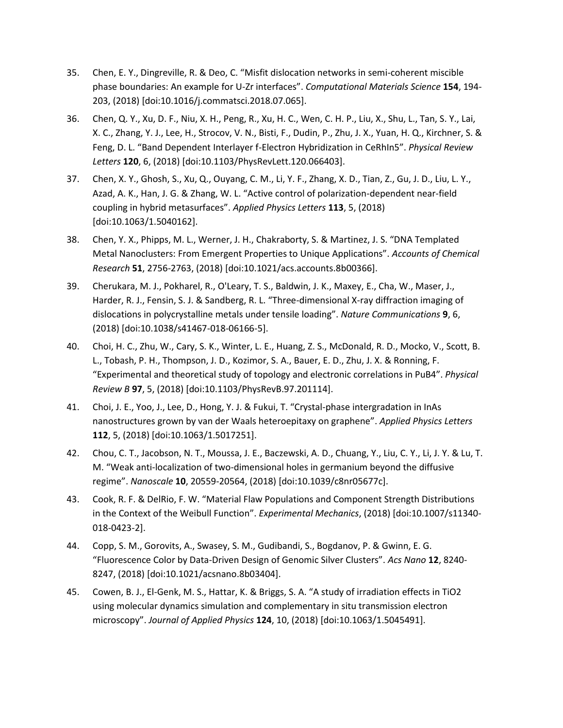35. Chen, E. Y., Dingreville, R. & Deo, C. “Misfit dislocation networks in semi-coherent miscible phase boundaries: An example for U-Zr interfaces”. *Computational Materials Science* **154**, 194-203, (2018) [doi:10.1016/j.commatsci.2018.07.065].

36. Chen, Q. Y., Xu, D. F., Niu, X. H., Peng, R., Xu, H. C., Wen, C. H. P., Liu, X., Shu, L., Tan, S. Y., Lai, X. C., Zhang, Y. J., Lee, H., Strocov, V. N., Bisti, F., Dudin, P., Zhu, J. X., Yuan, H. Q., Kirchner, S. & Feng, D. L. “Band Dependent Interlayer f-Electron Hybridization in CeRhIn5”. *Physical Review Letters* **120**, 6, (2018) [doi:10.1103/PhysRevLett.120.066403].

37. Chen, X. Y., Ghosh, S., Xu, Q., Ouyang, C. M., Li, Y. F., Zhang, X. D., Tian, Z., Gu, J. D., Liu, L. Y., Azad, A. K., Han, J. G. & Zhang, W. L. “Active control of polarization-dependent near-field coupling in hybrid metasurfaces”. *Applied Physics Letters* **113**, 5, (2018) [doi:10.1063/1.5040162].

38. Chen, Y. X., Phipps, M. L., Werner, J. H., Chakraborty, S. & Martinez, J. S. “DNA Templated Metal Nanoclusters: From Emergent Properties to Unique Applications”. *Accounts of Chemical Research* **51**, 2756-2763, (2018) [doi:10.1021/acs.accounts.8b00366].

39. Cherukara, M. J., Pokharel, R., O'Leary, T. S., Baldwin, J. K., Maxey, E., Cha, W., Maser, J., Harder, R. J., Fensin, S. J. & Sandberg, R. L. “Three-dimensional X-ray diffraction imaging of dislocations in polycrystalline metals under tensile loading”. *Nature Communications* **9**, 6, (2018) [doi:10.1038/s41467-018-06166-5].

40. Choi, H. C., Zhu, W., Cary, S. K., Winter, L. E., Huang, Z. S., McDonald, R. D., Mocko, V., Scott, B. L., Tobash, P. H., Thompson, J. D., Kozimor, S. A., Bauer, E. D., Zhu, J. X. & Ronning, F. “Experimental and theoretical study of topology and electronic correlations in PuB4”. *Physical Review B* **97**, 5, (2018) [doi:10.1103/PhysRevB.97.201114].

41. Choi, J. E., Yoo, J., Lee, D., Hong, Y. J. & Fukui, T. “Crystal-phase intergradation in InAs nanostructures grown by van der Waals heteroepitaxy on graphene”. *Applied Physics Letters* **112**, 5, (2018) [doi:10.1063/1.5017251].

42. Chou, C. T., Jacobson, N. T., Moussa, J. E., Baczewski, A. D., Chuang, Y., Liu, C. Y., Li, J. Y. & Lu, T. M. “Weak anti-localization of two-dimensional holes in germanium beyond the diffusive regime”. *Nanoscale* **10**, 20559-20564, (2018) [doi:10.1039/c8nr05677c].

43. Cook, R. F. & DelRio, F. W. “Material Flaw Populations and Component Strength Distributions in the Context of the Weibull Function”. *Experimental Mechanics*, (2018) [doi:10.1007/s11340-018-0423-2].

44. Copp, S. M., Gorovits, A., Swasey, S. M., Gudibandi, S., Bogdanov, P. & Gwinn, E. G. “Fluorescence Color by Data-Driven Design of Genomic Silver Clusters”. *Acs Nano* **12**, 8240-8247, (2018) [doi:10.1021/acsnano.8b03404].

45. Cowen, B. J., El-Genk, M. S., Hattar, K. & Briggs, S. A. “A study of irradiation effects in TiO2 using molecular dynamics simulation and complementary in situ transmission electron microscopy”. *Journal of Applied Physics* **124**, 10, (2018) [doi:10.1063/1.5045491].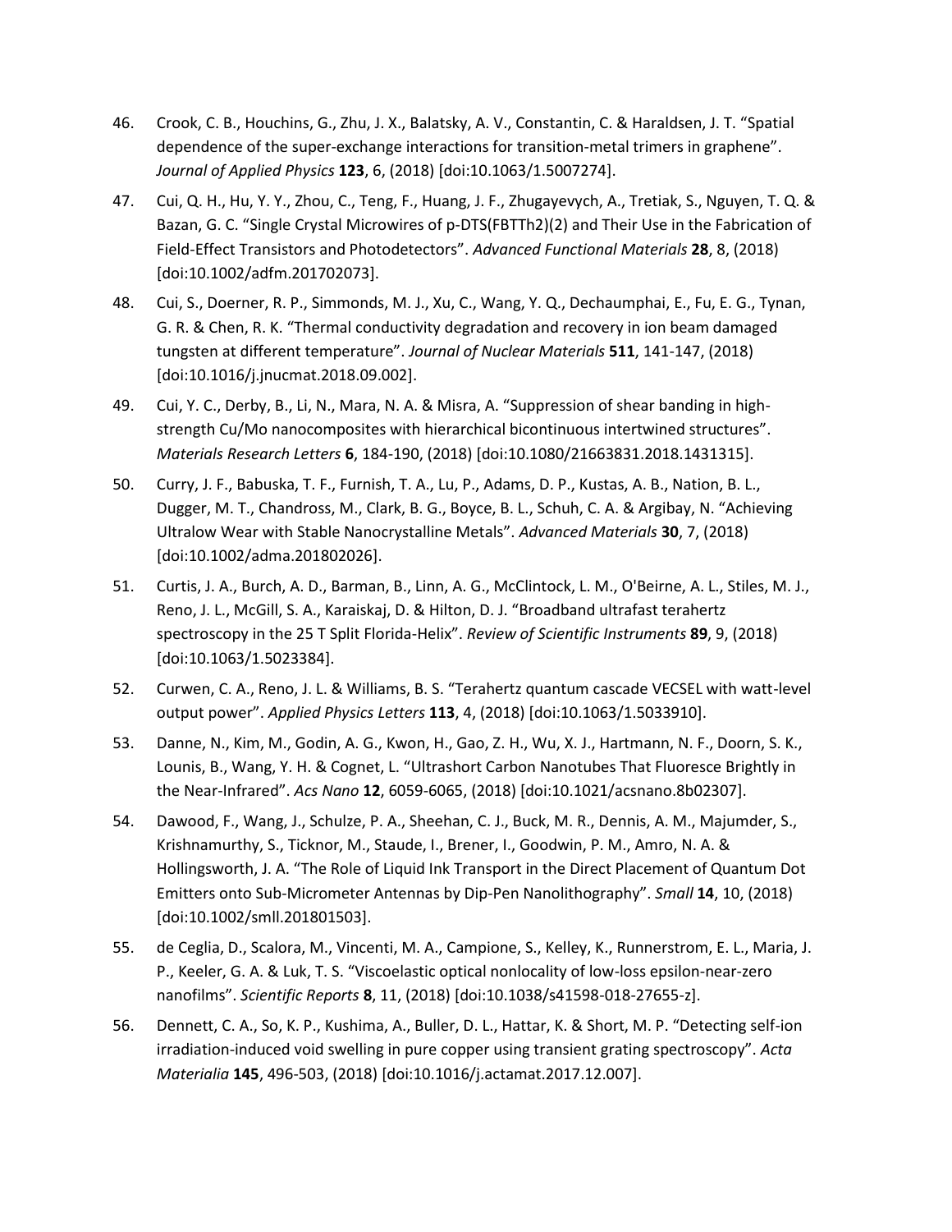46. Crook, C. B., Houchins, G., Zhu, J. X., Balatsky, A. V., Constantin, C. & Haraldsen, J. T. "Spatial dependence of the super-exchange interactions for transition-metal trimers in graphene". *Journal of Applied Physics* **123**, 6, (2018) [doi:10.1063/1.5007274].

47. Cui, Q. H., Hu, Y. Y., Zhou, C., Teng, F., Huang, J. F., Zhugayevych, A., Tretiak, S., Nguyen, T. Q. & Bazan, G. C. "Single Crystal Microwires of p-DTS(FBTTh2)(2) and Their Use in the Fabrication of Field-Effect Transistors and Photodetectors". *Advanced Functional Materials* **28**, 8, (2018) [doi:10.1002/adfm.201702073].

48. Cui, S., Doerner, R. P., Simmonds, M. J., Xu, C., Wang, Y. Q., Dechaumphai, E., Fu, E. G., Tynan, G. R. & Chen, R. K. "Thermal conductivity degradation and recovery in ion beam damaged tungsten at different temperature". *Journal of Nuclear Materials* **511**, 141-147, (2018) [doi:10.1016/j.jnucmat.2018.09.002].

49. Cui, Y. C., Derby, B., Li, N., Mara, N. A. & Misra, A. "Suppression of shear banding in high-strength Cu/Mo nanocomposites with hierarchical bicontinuous intertwined structures". *Materials Research Letters* **6**, 184-190, (2018) [doi:10.1080/21663831.2018.1431315].

50. Curry, J. F., Babuska, T. F., Furnish, T. A., Lu, P., Adams, D. P., Kustas, A. B., Nation, B. L., Dugger, M. T., Chandross, M., Clark, B. G., Boyce, B. L., Schuh, C. A. & Argibay, N. "Achieving Ultralow Wear with Stable Nanocrystalline Metals". *Advanced Materials* **30**, 7, (2018) [doi:10.1002/adma.201802026].

51. Curtis, J. A., Burch, A. D., Barman, B., Linn, A. G., McClintock, L. M., O'Beirne, A. L., Stiles, M. J., Reno, J. L., McGill, S. A., Karaiskaj, D. & Hilton, D. J. "Broadband ultrafast terahertz spectroscopy in the 25 T Split Florida-Helix". *Review of Scientific Instruments* **89**, 9, (2018) [doi:10.1063/1.5023384].

52. Curwen, C. A., Reno, J. L. & Williams, B. S. "Terahertz quantum cascade VECSEL with watt-level output power". *Applied Physics Letters* **113**, 4, (2018) [doi:10.1063/1.5033910].

53. Danne, N., Kim, M., Godin, A. G., Kwon, H., Gao, Z. H., Wu, X. J., Hartmann, N. F., Doorn, S. K., Lounis, B., Wang, Y. H. & Cognet, L. "Ultrashort Carbon Nanotubes That Fluoresce Brightly in the Near-Infrared". *Acs Nano* **12**, 6059-6065, (2018) [doi:10.1021/acsnano.8b02307].

54. Dawood, F., Wang, J., Schulze, P. A., Sheehan, C. J., Buck, M. R., Dennis, A. M., Majumder, S., Krishnamurthy, S., Ticknor, M., Staude, I., Brener, I., Goodwin, P. M., Amro, N. A. & Hollingsworth, J. A. "The Role of Liquid Ink Transport in the Direct Placement of Quantum Dot Emitters onto Sub-Micrometer Antennas by Dip-Pen Nanolithography". *Small* **14**, 10, (2018) [doi:10.1002/smll.201801503].

55. de Ceglia, D., Scalora, M., Vincenti, M. A., Campione, S., Kelley, K., Runnerstrom, E. L., Maria, J. P., Keeler, G. A. & Luk, T. S. "Viscoelastic optical nonlocality of low-loss epsilon-near-zero nanofilms". *Scientific Reports* **8**, 11, (2018) [doi:10.1038/s41598-018-27655-z].

56. Dennett, C. A., So, K. P., Kushima, A., Buller, D. L., Hattar, K. & Short, M. P. "Detecting self-ion irradiation-induced void swelling in pure copper using transient grating spectroscopy". *Acta Materialia* **145**, 496-503, (2018) [doi:10.1016/j.actamat.2017.12.007].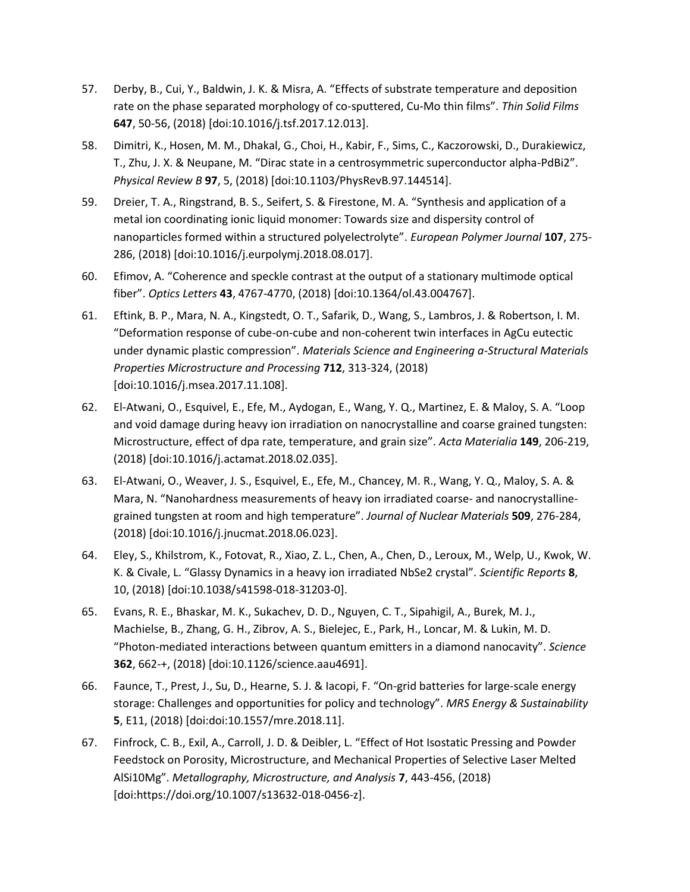57. Derby, B., Cui, Y., Baldwin, J. K. & Misra, A. “Effects of substrate temperature and deposition rate on the phase separated morphology of co-sputtered, Cu-Mo thin films”. *Thin Solid Films* **647**, 50-56, (2018) [doi:10.1016/j.tsf.2017.12.013].

58. Dimitri, K., Hosen, M. M., Dhakal, G., Choi, H., Kabir, F., Sims, C., Kaczorowski, D., Durakiewicz, T., Zhu, J. X. & Neupane, M. “Dirac state in a centrosymmetric superconductor alpha-PdBi2”. *Physical Review B* **97**, 5, (2018) [doi:10.1103/PhysRevB.97.144514].

59. Dreier, T. A., Ringstrand, B. S., Seifert, S. & Firestone, M. A. “Synthesis and application of a metal ion coordinating ionic liquid monomer: Towards size and dispersity control of nanoparticles formed within a structured polyelectrolyte”. *European Polymer Journal* **107**, 275-286, (2018) [doi:10.1016/j.eurpolymj.2018.08.017].

60. Efimov, A. “Coherence and speckle contrast at the output of a stationary multimode optical fiber”. *Optics Letters* **43**, 4767-4770, (2018) [doi:10.1364/ol.43.004767].

61. Eftink, B. P., Mara, N. A., Kingstedt, O. T., Safarik, D., Wang, S., Lambros, J. & Robertson, I. M. “Deformation response of cube-on-cube and non-coherent twin interfaces in AgCu eutectic under dynamic plastic compression”. *Materials Science and Engineering a-Structural Materials Properties Microstructure and Processing* **712**, 313-324, (2018) [doi:10.1016/j.msea.2017.11.108].

62. El-Atwani, O., Esquivel, E., Efe, M., Aydogan, E., Wang, Y. Q., Martinez, E. & Maloy, S. A. “Loop and void damage during heavy ion irradiation on nanocrystalline and coarse grained tungsten: Microstructure, effect of dpa rate, temperature, and grain size”. *Acta Materialia* **149**, 206-219, (2018) [doi:10.1016/j.actamat.2018.02.035].

63. El-Atwani, O., Weaver, J. S., Esquivel, E., Efe, M., Chancey, M. R., Wang, Y. Q., Maloy, S. A. & Mara, N. “Nanohardness measurements of heavy ion irradiated coarse- and nanocrystalline-grained tungsten at room and high temperature”. *Journal of Nuclear Materials* **509**, 276-284, (2018) [doi:10.1016/j.jnucmat.2018.06.023].

64. Eley, S., Khilstrom, K., Fotovat, R., Xiao, Z. L., Chen, A., Chen, D., Leroux, M., Welp, U., Kwok, W. K. & Civale, L. “Glassy Dynamics in a heavy ion irradiated NbSe2 crystal”. *Scientific Reports* **8**, 10, (2018) [doi:10.1038/s41598-018-31203-0].

65. Evans, R. E., Bhaskar, M. K., Sukachev, D. D., Nguyen, C. T., Sipahigil, A., Burek, M. J., Machielse, B., Zhang, G. H., Zibrov, A. S., Bielejec, E., Park, H., Loncar, M. & Lukin, M. D. “Photon-mediated interactions between quantum emitters in a diamond nanocavity”. *Science* **362**, 662-+, (2018) [doi:10.1126/science.aau4691].

66. Faunce, T., Prest, J., Su, D., Hearne, S. J. & Iacopi, F. “On-grid batteries for large-scale energy storage: Challenges and opportunities for policy and technology”. *MRS Energy & Sustainability* **5**, E11, (2018) [doi:doi:10.1557/mre.2018.11].

67. Finfrock, C. B., Exil, A., Carroll, J. D. & Deibler, L. “Effect of Hot Isostatic Pressing and Powder Feedstock on Porosity, Microstructure, and Mechanical Properties of Selective Laser Melted AlSi10Mg”. *Metallography, Microstructure, and Analysis* **7**, 443-456, (2018) [doi:https://doi.org/10.1007/s13632-018-0456-z].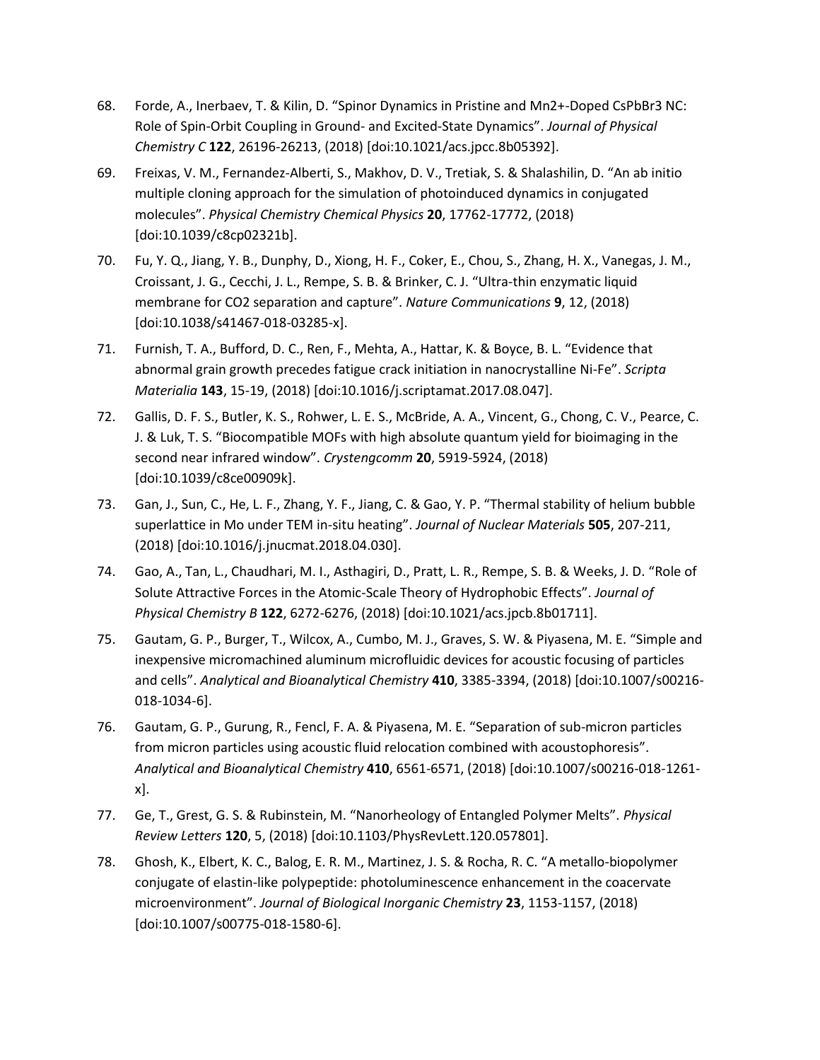68. Forde, A., Inerbaev, T. & Kilin, D. “Spinor Dynamics in Pristine and Mn2+-Doped CsPbBr3 NC: Role of Spin-Orbit Coupling in Ground- and Excited-State Dynamics”. *Journal of Physical Chemistry C* **122**, 26196-26213, (2018) [doi:10.1021/acs.jpcc.8b05392].

69. Freixas, V. M., Fernandez-Alberti, S., Makhov, D. V., Tretiak, S. & Shalashilin, D. “An ab initio multiple cloning approach for the simulation of photoinduced dynamics in conjugated molecules”. *Physical Chemistry Chemical Physics* **20**, 17762-17772, (2018) [doi:10.1039/c8cp02321b].

70. Fu, Y. Q., Jiang, Y. B., Dunphy, D., Xiong, H. F., Coker, E., Chou, S., Zhang, H. X., Vanegas, J. M., Croissant, J. G., Cecchi, J. L., Rempe, S. B. & Brinker, C. J. “Ultra-thin enzymatic liquid membrane for CO2 separation and capture”. *Nature Communications* **9**, 12, (2018) [doi:10.1038/s41467-018-03285-x].

71. Furnish, T. A., Bufford, D. C., Ren, F., Mehta, A., Hattar, K. & Boyce, B. L. “Evidence that abnormal grain growth precedes fatigue crack initiation in nanocrystalline Ni-Fe”. *Scripta Materialia* **143**, 15-19, (2018) [doi:10.1016/j.scriptamat.2017.08.047].

72. Gallis, D. F. S., Butler, K. S., Rohwer, L. E. S., McBride, A. A., Vincent, G., Chong, C. V., Pearce, C. J. & Luk, T. S. “Biocompatible MOFs with high absolute quantum yield for bioimaging in the second near infrared window”. *Crystengcomm* **20**, 5919-5924, (2018) [doi:10.1039/c8ce00909k].

73. Gan, J., Sun, C., He, L. F., Zhang, Y. F., Jiang, C. & Gao, Y. P. “Thermal stability of helium bubble superlattice in Mo under TEM in-situ heating”. *Journal of Nuclear Materials* **505**, 207-211, (2018) [doi:10.1016/j.jnucmat.2018.04.030].

74. Gao, A., Tan, L., Chaudhari, M. I., Asthagiri, D., Pratt, L. R., Rempe, S. B. & Weeks, J. D. “Role of Solute Attractive Forces in the Atomic-Scale Theory of Hydrophobic Effects”. *Journal of Physical Chemistry B* **122**, 6272-6276, (2018) [doi:10.1021/acs.jpcb.8b01711].

75. Gautam, G. P., Burger, T., Wilcox, A., Cumbo, M. J., Graves, S. W. & Piyasena, M. E. “Simple and inexpensive micromachined aluminum microfluidic devices for acoustic focusing of particles and cells”. *Analytical and Bioanalytical Chemistry* **410**, 3385-3394, (2018) [doi:10.1007/s00216-018-1034-6].

76. Gautam, G. P., Gurung, R., Fencl, F. A. & Piyasena, M. E. “Separation of sub-micron particles from micron particles using acoustic fluid relocation combined with acoustophoresis”. *Analytical and Bioanalytical Chemistry* **410**, 6561-6571, (2018) [doi:10.1007/s00216-018-1261-x].

77. Ge, T., Grest, G. S. & Rubinstein, M. “Nanorheology of Entangled Polymer Melts”. *Physical Review Letters* **120**, 5, (2018) [doi:10.1103/PhysRevLett.120.057801].

78. Ghosh, K., Elbert, K. C., Balog, E. R. M., Martinez, J. S. & Rocha, R. C. “A metallo-biopolymer conjugate of elastin-like polypeptide: photoluminescence enhancement in the coacervate microenvironment”. *Journal of Biological Inorganic Chemistry* **23**, 1153-1157, (2018) [doi:10.1007/s00775-018-1580-6].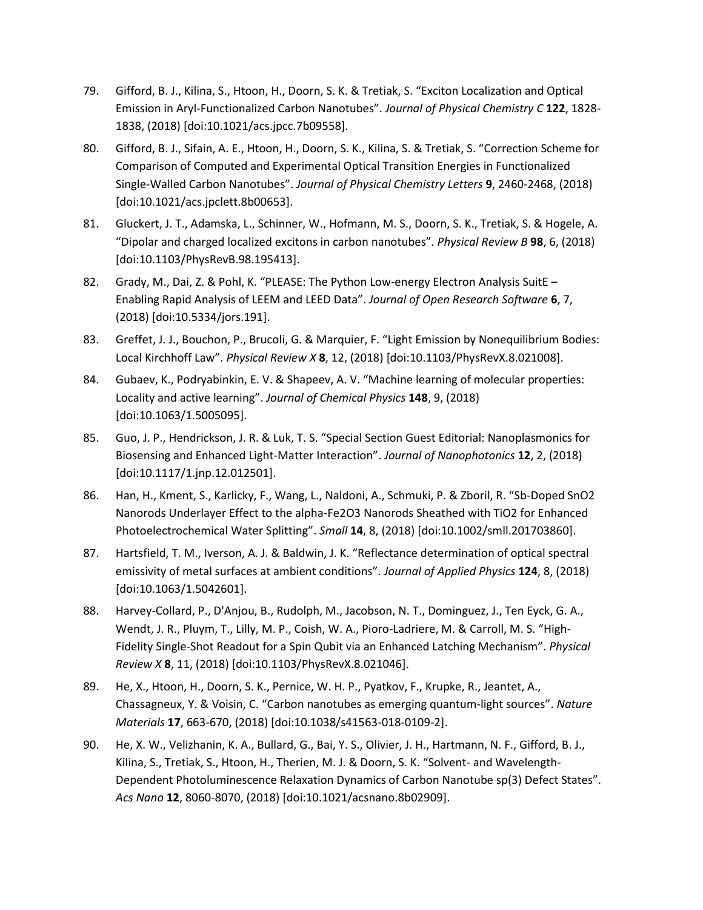79. Gifford, B. J., Kilina, S., Htoon, H., Doorn, S. K. & Tretiak, S. "Exciton Localization and Optical Emission in Aryl-Functionalized Carbon Nanotubes". *Journal of Physical Chemistry C* **122**, 1828-1838, (2018) [doi:10.1021/acs.jpcc.7b09558].

80. Gifford, B. J., Sifain, A. E., Htoon, H., Doorn, S. K., Kilina, S. & Tretiak, S. "Correction Scheme for Comparison of Computed and Experimental Optical Transition Energies in Functionalized Single-Walled Carbon Nanotubes". *Journal of Physical Chemistry Letters* **9**, 2460-2468, (2018) [doi:10.1021/acs.jpclett.8b00653].

81. Gluckert, J. T., Adamska, L., Schinner, W., Hofmann, M. S., Doorn, S. K., Tretiak, S. & Hogele, A. "Dipolar and charged localized excitons in carbon nanotubes". *Physical Review B* **98**, 6, (2018) [doi:10.1103/PhysRevB.98.195413].

82. Grady, M., Dai, Z. & Pohl, K. "PLEASE: The Python Low-energy Electron Analysis SuitE – Enabling Rapid Analysis of LEEM and LEED Data". *Journal of Open Research Software* **6**, 7, (2018) [doi:10.5334/jors.191].

83. Greffet, J. J., Bouchon, P., Brucoli, G. & Marquier, F. "Light Emission by Nonequilibrium Bodies: Local Kirchhoff Law". *Physical Review X* **8**, 12, (2018) [doi:10.1103/PhysRevX.8.021008].

84. Gubaev, K., Podryabinkin, E. V. & Shapeev, A. V. "Machine learning of molecular properties: Locality and active learning". *Journal of Chemical Physics* **148**, 9, (2018) [doi:10.1063/1.5005095].

85. Guo, J. P., Hendrickson, J. R. & Luk, T. S. "Special Section Guest Editorial: Nanoplasmonics for Biosensing and Enhanced Light-Matter Interaction". *Journal of Nanophotonics* **12**, 2, (2018) [doi:10.1117/1.jnp.12.012501].

86. Han, H., Kment, S., Karlicky, F., Wang, L., Naldoni, A., Schmuki, P. & Zboril, R. "Sb-Doped $SnO_2$ Nanorods Underlayer Effect to the alpha-$Fe_2O_3$ Nanorods Sheathed with $TiO_2$ for Enhanced Photoelectrochemical Water Splitting". *Small* **14**, 8, (2018) [doi:10.1002/smll.201703860].

87. Hartsfield, T. M., Iverson, A. J. & Baldwin, J. K. "Reflectance determination of optical spectral emissivity of metal surfaces at ambient conditions". *Journal of Applied Physics* **124**, 8, (2018) [doi:10.1063/1.5042601].

88. Harvey-Collard, P., D'Anjou, B., Rudolph, M., Jacobson, N. T., Dominguez, J., Ten Eyck, G. A., Wendt, J. R., Pluym, T., Lilly, M. P., Coish, W. A., Pioro-Ladriere, M. & Carroll, M. S. "High-Fidelity Single-Shot Readout for a Spin Qubit via an Enhanced Latching Mechanism". *Physical Review X* **8**, 11, (2018) [doi:10.1103/PhysRevX.8.021046].

89. He, X., Htoon, H., Doorn, S. K., Pernice, W. H. P., Pyatkov, F., Krupke, R., Jeantet, A., Chassagneux, Y. & Voisin, C. "Carbon nanotubes as emerging quantum-light sources". *Nature Materials* **17**, 663-670, (2018) [doi:10.1038/s41563-018-0109-2].

90. He, X. W., Velizhanin, K. A., Bullard, G., Bai, Y. S., Olivier, J. H., Hartmann, N. F., Gifford, B. J., Kilina, S., Tretiak, S., Htoon, H., Therien, M. J. & Doorn, S. K. "Solvent- and Wavelength-Dependent Photoluminescence Relaxation Dynamics of Carbon Nanotube sp(3) Defect States". *Acs Nano* **12**, 8060-8070, (2018) [doi:10.1021/acsnano.8b02909].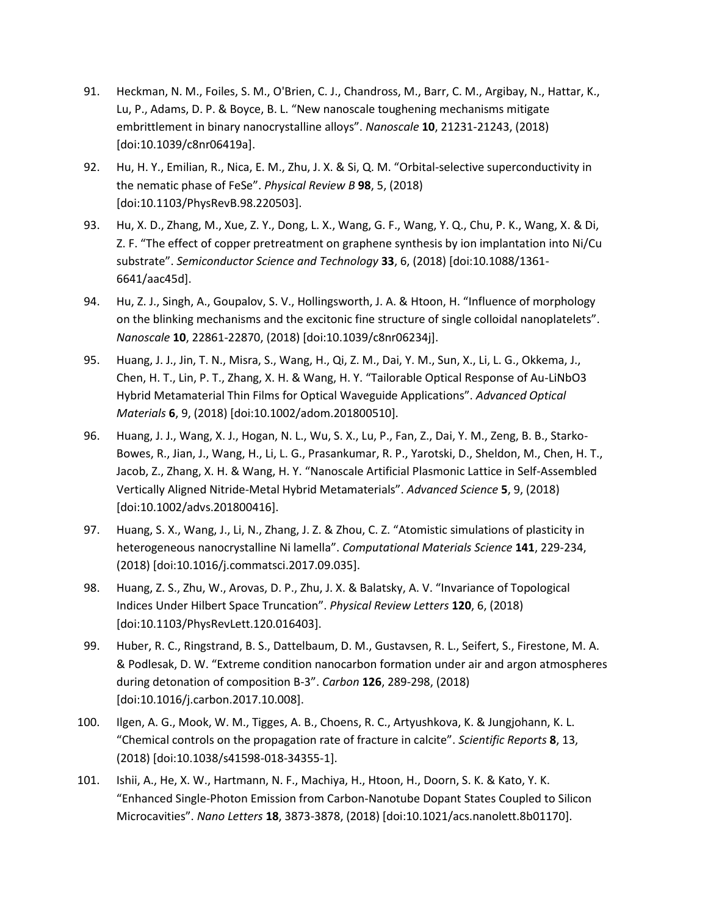91. Heckman, N. M., Foiles, S. M., O'Brien, C. J., Chandross, M., Barr, C. M., Argibay, N., Hattar, K., Lu, P., Adams, D. P. & Boyce, B. L. "New nanoscale toughening mechanisms mitigate embrittlement in binary nanocrystalline alloys". *Nanoscale* **10**, 21231-21243, (2018) [doi:10.1039/c8nr06419a].

92. Hu, H. Y., Emilian, R., Nica, E. M., Zhu, J. X. & Si, Q. M. "Orbital-selective superconductivity in the nematic phase of FeSe". *Physical Review B* **98**, 5, (2018) [doi:10.1103/PhysRevB.98.220503].

93. Hu, X. D., Zhang, M., Xue, Z. Y., Dong, L. X., Wang, G. F., Wang, Y. Q., Chu, P. K., Wang, X. & Di, Z. F. "The effect of copper pretreatment on graphene synthesis by ion implantation into Ni/Cu substrate". *Semiconductor Science and Technology* **33**, 6, (2018) [doi:10.1088/1361-6641/aac45d].

94. Hu, Z. J., Singh, A., Goupalov, S. V., Hollingsworth, J. A. & Htoon, H. "Influence of morphology on the blinking mechanisms and the excitonic fine structure of single colloidal nanoplatelets". *Nanoscale* **10**, 22861-22870, (2018) [doi:10.1039/c8nr06234j].

95. Huang, J. J., Jin, T. N., Misra, S., Wang, H., Qi, Z. M., Dai, Y. M., Sun, X., Li, L. G., Okkema, J., Chen, H. T., Lin, P. T., Zhang, X. H. & Wang, H. Y. "Tailorable Optical Response of Au-LiNbO3 Hybrid Metamaterial Thin Films for Optical Waveguide Applications". *Advanced Optical Materials* **6**, 9, (2018) [doi:10.1002/adom.201800510].

96. Huang, J. J., Wang, X. J., Hogan, N. L., Wu, S. X., Lu, P., Fan, Z., Dai, Y. M., Zeng, B. B., Starko-Bowes, R., Jian, J., Wang, H., Li, L. G., Prasankumar, R. P., Yarotski, D., Sheldon, M., Chen, H. T., Jacob, Z., Zhang, X. H. & Wang, H. Y. "Nanoscale Artificial Plasmonic Lattice in Self-Assembled Vertically Aligned Nitride-Metal Hybrid Metamaterials". *Advanced Science* **5**, 9, (2018) [doi:10.1002/advs.201800416].

97. Huang, S. X., Wang, J., Li, N., Zhang, J. Z. & Zhou, C. Z. "Atomistic simulations of plasticity in heterogeneous nanocrystalline Ni lamella". *Computational Materials Science* **141**, 229-234, (2018) [doi:10.1016/j.commatsci.2017.09.035].

98. Huang, Z. S., Zhu, W., Arovas, D. P., Zhu, J. X. & Balatsky, A. V. "Invariance of Topological Indices Under Hilbert Space Truncation". *Physical Review Letters* **120**, 6, (2018) [doi:10.1103/PhysRevLett.120.016403].

99. Huber, R. C., Ringstrand, B. S., Dattelbaum, D. M., Gustavsen, R. L., Seifert, S., Firestone, M. A. & Podlesak, D. W. "Extreme condition nanocarbon formation under air and argon atmospheres during detonation of composition B-3". *Carbon* **126**, 289-298, (2018) [doi:10.1016/j.carbon.2017.10.008].

100. Ilgen, A. G., Mook, W. M., Tigges, A. B., Choens, R. C., Artyushkova, K. & Jungjohann, K. L. "Chemical controls on the propagation rate of fracture in calcite". *Scientific Reports* **8**, 13, (2018) [doi:10.1038/s41598-018-34355-1].

101. Ishii, A., He, X. W., Hartmann, N. F., Machiya, H., Htoon, H., Doorn, S. K. & Kato, Y. K. "Enhanced Single-Photon Emission from Carbon-Nanotube Dopant States Coupled to Silicon Microcavities". *Nano Letters* **18**, 3873-3878, (2018) [doi:10.1021/acs.nanolett.8b01170].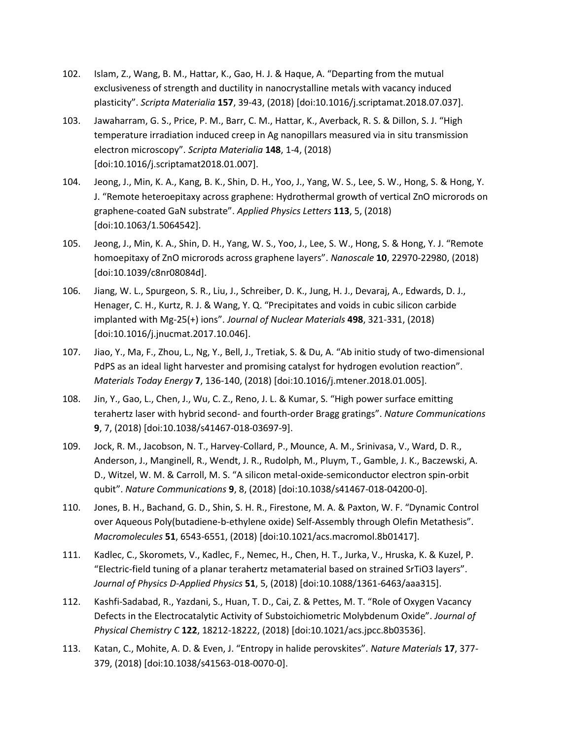102. Islam, Z., Wang, B. M., Hattar, K., Gao, H. J. & Haque, A. “Departing from the mutual exclusiveness of strength and ductility in nanocrystalline metals with vacancy induced plasticity”. *Scripta Materialia* **157**, 39-43, (2018) [doi:10.1016/j.scriptamat.2018.07.037].

103. Jawaharram, G. S., Price, P. M., Barr, C. M., Hattar, K., Averback, R. S. & Dillon, S. J. “High temperature irradiation induced creep in Ag nanopillars measured via in situ transmission electron microscopy”. *Scripta Materialia* **148**, 1-4, (2018) [doi:10.1016/j.scriptamat2018.01.007].

104. Jeong, J., Min, K. A., Kang, B. K., Shin, D. H., Yoo, J., Yang, W. S., Lee, S. W., Hong, S. & Hong, Y. J. “Remote heteroepitaxy across graphene: Hydrothermal growth of vertical ZnO microrods on graphene-coated GaN substrate”. *Applied Physics Letters* **113**, 5, (2018) [doi:10.1063/1.5064542].

105. Jeong, J., Min, K. A., Shin, D. H., Yang, W. S., Yoo, J., Lee, S. W., Hong, S. & Hong, Y. J. “Remote homoepitaxy of ZnO microrods across graphene layers”. *Nanoscale* **10**, 22970-22980, (2018) [doi:10.1039/c8nr08084d].

106. Jiang, W. L., Spurgeon, S. R., Liu, J., Schreiber, D. K., Jung, H. J., Devaraj, A., Edwards, D. J., Henager, C. H., Kurtz, R. J. & Wang, Y. Q. “Precipitates and voids in cubic silicon carbide implanted with Mg-25(+) ions”. *Journal of Nuclear Materials* **498**, 321-331, (2018) [doi:10.1016/j.jnucmat.2017.10.046].

107. Jiao, Y., Ma, F., Zhou, L., Ng, Y., Bell, J., Tretiak, S. & Du, A. “Ab initio study of two-dimensional PdPS as an ideal light harvester and promising catalyst for hydrogen evolution reaction”. *Materials Today Energy* **7**, 136-140, (2018) [doi:10.1016/j.mtener.2018.01.005].

108. Jin, Y., Gao, L., Chen, J., Wu, C. Z., Reno, J. L. & Kumar, S. “High power surface emitting terahertz laser with hybrid second- and fourth-order Bragg gratings”. *Nature Communications* **9**, 7, (2018) [doi:10.1038/s41467-018-03697-9].

109. Jock, R. M., Jacobson, N. T., Harvey-Collard, P., Mounce, A. M., Srinivasa, V., Ward, D. R., Anderson, J., Manginell, R., Wendt, J. R., Rudolph, M., Pluym, T., Gamble, J. K., Baczewski, A. D., Witzel, W. M. & Carroll, M. S. “A silicon metal-oxide-semiconductor electron spin-orbit qubit”. *Nature Communications* **9**, 8, (2018) [doi:10.1038/s41467-018-04200-0].

110. Jones, B. H., Bachand, G. D., Shin, S. H. R., Firestone, M. A. & Paxton, W. F. “Dynamic Control over Aqueous Poly(butadiene-b-ethylene oxide) Self-Assembly through Olefin Metathesis”. *Macromolecules* **51**, 6543-6551, (2018) [doi:10.1021/acs.macromol.8b01417].

111. Kadlec, C., Skoromets, V., Kadlec, F., Nemec, H., Chen, H. T., Jurka, V., Hruska, K. & Kuzel, P. “Electric-field tuning of a planar terahertz metamaterial based on strained SrTiO3 layers”. *Journal of Physics D-Applied Physics* **51**, 5, (2018) [doi:10.1088/1361-6463/aaa315].

112. Kashfi-Sadabad, R., Yazdani, S., Huan, T. D., Cai, Z. & Pettes, M. T. “Role of Oxygen Vacancy Defects in the Electrocatalytic Activity of Substoichiometric Molybdenum Oxide”. *Journal of Physical Chemistry C* **122**, 18212-18222, (2018) [doi:10.1021/acs.jpcc.8b03536].

113. Katan, C., Mohite, A. D. & Even, J. “Entropy in halide perovskites”. *Nature Materials* **17**, 377-379, (2018) [doi:10.1038/s41563-018-0070-0].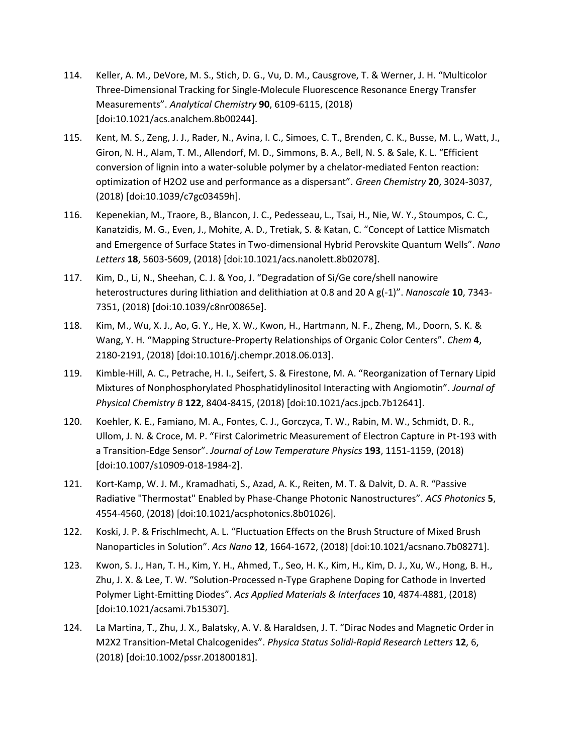114. Keller, A. M., DeVore, M. S., Stich, D. G., Vu, D. M., Causgrove, T. & Werner, J. H. "Multicolor Three-Dimensional Tracking for Single-Molecule Fluorescence Resonance Energy Transfer Measurements". *Analytical Chemistry* **90**, 6109-6115, (2018) [doi:10.1021/acs.analchem.8b00244].

115. Kent, M. S., Zeng, J. J., Rader, N., Avina, I. C., Simoes, C. T., Brenden, C. K., Busse, M. L., Watt, J., Giron, N. H., Alam, T. M., Allendorf, M. D., Simmons, B. A., Bell, N. S. & Sale, K. L. "Efficient conversion of lignin into a water-soluble polymer by a chelator-mediated Fenton reaction: optimization of H2O2 use and performance as a dispersant". *Green Chemistry* **20**, 3024-3037, (2018) [doi:10.1039/c7gc03459h].

116. Kepenekian, M., Traore, B., Blancon, J. C., Pedesseau, L., Tsai, H., Nie, W. Y., Stoumpos, C. C., Kanatzidis, M. G., Even, J., Mohite, A. D., Tretiak, S. & Katan, C. "Concept of Lattice Mismatch and Emergence of Surface States in Two-dimensional Hybrid Perovskite Quantum Wells". *Nano Letters* **18**, 5603-5609, (2018) [doi:10.1021/acs.nanolett.8b02078].

117. Kim, D., Li, N., Sheehan, C. J. & Yoo, J. "Degradation of Si/Ge core/shell nanowire heterostructures during lithiation and delithiation at 0.8 and 20 A g(-1)". *Nanoscale* **10**, 7343-7351, (2018) [doi:10.1039/c8nr00865e].

118. Kim, M., Wu, X. J., Ao, G. Y., He, X. W., Kwon, H., Hartmann, N. F., Zheng, M., Doorn, S. K. & Wang, Y. H. "Mapping Structure-Property Relationships of Organic Color Centers". *Chem* **4**, 2180-2191, (2018) [doi:10.1016/j.chempr.2018.06.013].

119. Kimble-Hill, A. C., Petrache, H. I., Seifert, S. & Firestone, M. A. "Reorganization of Ternary Lipid Mixtures of Nonphosphorylated Phosphatidylinositol Interacting with Angiomotin". *Journal of Physical Chemistry B* **122**, 8404-8415, (2018) [doi:10.1021/acs.jpcb.7b12641].

120. Koehler, K. E., Famiano, M. A., Fontes, C. J., Gorczyca, T. W., Rabin, M. W., Schmidt, D. R., Ullom, J. N. & Croce, M. P. "First Calorimetric Measurement of Electron Capture in Pt-193 with a Transition-Edge Sensor". *Journal of Low Temperature Physics* **193**, 1151-1159, (2018) [doi:10.1007/s10909-018-1984-2].

121. Kort-Kamp, W. J. M., Kramadhati, S., Azad, A. K., Reiten, M. T. & Dalvit, D. A. R. "Passive Radiative "Thermostat" Enabled by Phase-Change Photonic Nanostructures". *ACS Photonics* **5**, 4554-4560, (2018) [doi:10.1021/acsphotonics.8b01026].

122. Koski, J. P. & Frischlmecht, A. L. "Fluctuation Effects on the Brush Structure of Mixed Brush Nanoparticles in Solution". *Acs Nano* **12**, 1664-1672, (2018) [doi:10.1021/acsnano.7b08271].

123. Kwon, S. J., Han, T. H., Kim, Y. H., Ahmed, T., Seo, H. K., Kim, H., Kim, D. J., Xu, W., Hong, B. H., Zhu, J. X. & Lee, T. W. "Solution-Processed n-Type Graphene Doping for Cathode in Inverted Polymer Light-Emitting Diodes". *Acs Applied Materials & Interfaces* **10**, 4874-4881, (2018) [doi:10.1021/acsami.7b15307].

124. La Martina, T., Zhu, J. X., Balatsky, A. V. & Haraldsen, J. T. "Dirac Nodes and Magnetic Order in M2X2 Transition-Metal Chalcogenides". *Physica Status Solidi-Rapid Research Letters* **12**, 6, (2018) [doi:10.1002/pssr.201800181].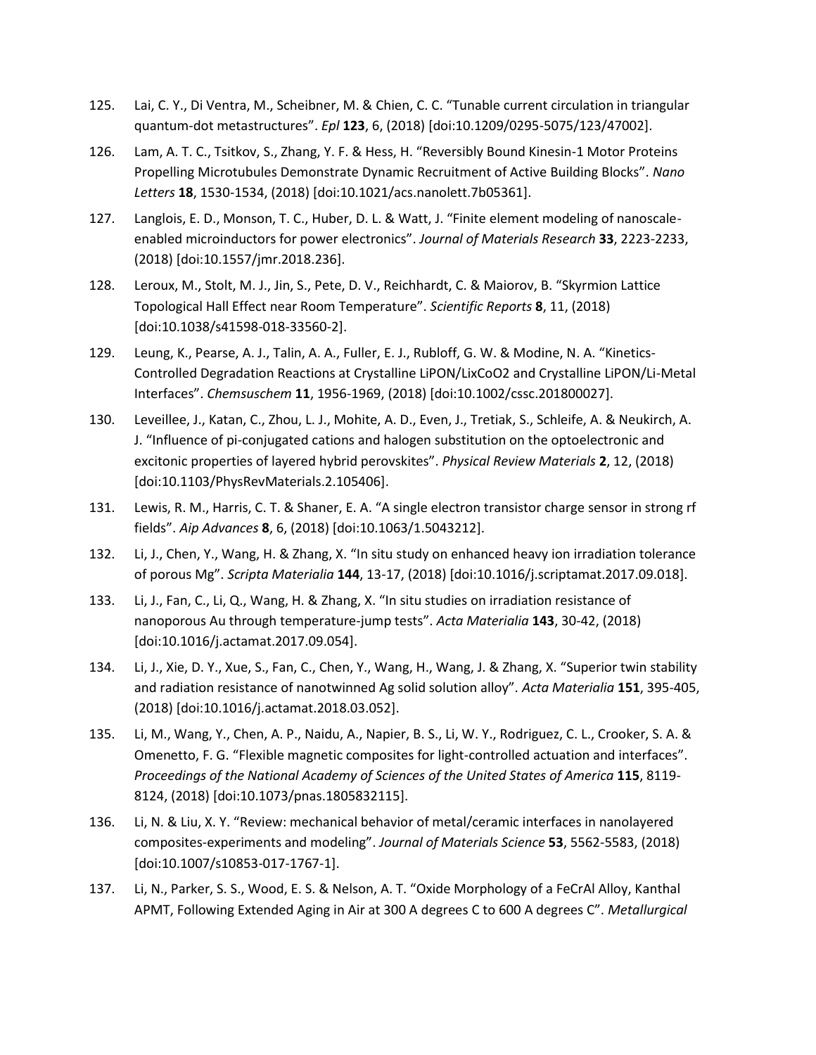125. Lai, C. Y., Di Ventra, M., Scheibner, M. & Chien, C. C. "Tunable current circulation in triangular quantum-dot metastructures". *Epl* **123**, 6, (2018) [doi:10.1209/0295-5075/123/47002].

126. Lam, A. T. C., Tsitkov, S., Zhang, Y. F. & Hess, H. "Reversibly Bound Kinesin-1 Motor Proteins Propelling Microtubules Demonstrate Dynamic Recruitment of Active Building Blocks". *Nano Letters* **18**, 1530-1534, (2018) [doi:10.1021/acs.nanolett.7b05361].

127. Langlois, E. D., Monson, T. C., Huber, D. L. & Watt, J. "Finite element modeling of nanoscale-enabled microinductors for power electronics". *Journal of Materials Research* **33**, 2223-2233, (2018) [doi:10.1557/jmr.2018.236].

128. Leroux, M., Stolt, M. J., Jin, S., Pete, D. V., Reichhardt, C. & Maiorov, B. "Skyrmion Lattice Topological Hall Effect near Room Temperature". *Scientific Reports* **8**, 11, (2018) [doi:10.1038/s41598-018-33560-2].

129. Leung, K., Pearse, A. J., Talin, A. A., Fuller, E. J., Rubloff, G. W. & Modine, N. A. "Kinetics-Controlled Degradation Reactions at Crystalline LiPON/LixCoO2 and Crystalline LiPON/Li-Metal Interfaces". *Chemsuschem* **11**, 1956-1969, (2018) [doi:10.1002/cssc.201800027].

130. Leveillee, J., Katan, C., Zhou, L. J., Mohite, A. D., Even, J., Tretiak, S., Schleife, A. & Neukirch, A. J. "Influence of pi-conjugated cations and halogen substitution on the optoelectronic and excitonic properties of layered hybrid perovskites". *Physical Review Materials* **2**, 12, (2018) [doi:10.1103/PhysRevMaterials.2.105406].

131. Lewis, R. M., Harris, C. T. & Shaner, E. A. "A single electron transistor charge sensor in strong rf fields". *Aip Advances* **8**, 6, (2018) [doi:10.1063/1.5043212].

132. Li, J., Chen, Y., Wang, H. & Zhang, X. "In situ study on enhanced heavy ion irradiation tolerance of porous Mg". *Scripta Materialia* **144**, 13-17, (2018) [doi:10.1016/j.scriptamat.2017.09.018].

133. Li, J., Fan, C., Li, Q., Wang, H. & Zhang, X. "In situ studies on irradiation resistance of nanoporous Au through temperature-jump tests". *Acta Materialia* **143**, 30-42, (2018) [doi:10.1016/j.actamat.2017.09.054].

134. Li, J., Xie, D. Y., Xue, S., Fan, C., Chen, Y., Wang, H., Wang, J. & Zhang, X. "Superior twin stability and radiation resistance of nanotwinned Ag solid solution alloy". *Acta Materialia* **151**, 395-405, (2018) [doi:10.1016/j.actamat.2018.03.052].

135. Li, M., Wang, Y., Chen, A. P., Naidu, A., Napier, B. S., Li, W. Y., Rodriguez, C. L., Crooker, S. A. & Omenetto, F. G. "Flexible magnetic composites for light-controlled actuation and interfaces". *Proceedings of the National Academy of Sciences of the United States of America* **115**, 8119-8124, (2018) [doi:10.1073/pnas.1805832115].

136. Li, N. & Liu, X. Y. "Review: mechanical behavior of metal/ceramic interfaces in nanolayered composites-experiments and modeling". *Journal of Materials Science* **53**, 5562-5583, (2018) [doi:10.1007/s10853-017-1767-1].

137. Li, N., Parker, S. S., Wood, E. S. & Nelson, A. T. "Oxide Morphology of a FeCrAl Alloy, Kanthal APMT, Following Extended Aging in Air at 300 A degrees C to 600 A degrees C". *Metallurgical*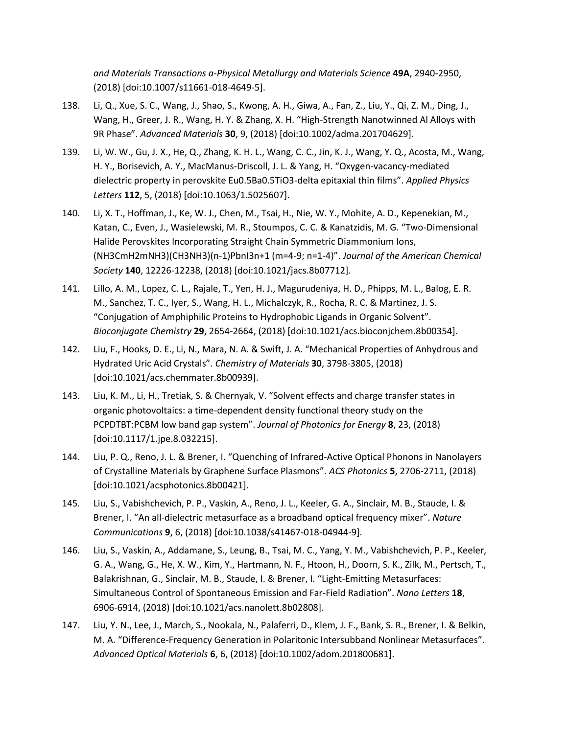*and Materials Transactions a-Physical Metallurgy and Materials Science* **49A**, 2940-2950, (2018) [doi:10.1007/s11661-018-4649-5].

138. Li, Q., Xue, S. C., Wang, J., Shao, S., Kwong, A. H., Giwa, A., Fan, Z., Liu, Y., Qi, Z. M., Ding, J., Wang, H., Greer, J. R., Wang, H. Y. & Zhang, X. H. "High-Strength Nanotwinned Al Alloys with 9R Phase". *Advanced Materials* **30**, 9, (2018) [doi:10.1002/adma.201704629].

139. Li, W. W., Gu, J. X., He, Q., Zhang, K. H. L., Wang, C. C., Jin, K. J., Wang, Y. Q., Acosta, M., Wang, H. Y., Borisevich, A. Y., MacManus-Driscoll, J. L. & Yang, H. "Oxygen-vacancy-mediated dielectric property in perovskite Eu0.5Ba0.5TiO3-delta epitaxial thin films". *Applied Physics Letters* **112**, 5, (2018) [doi:10.1063/1.5025607].

140. Li, X. T., Hoffman, J., Ke, W. J., Chen, M., Tsai, H., Nie, W. Y., Mohite, A. D., Kepenekian, M., Katan, C., Even, J., Wasielewski, M. R., Stoumpos, C. C. & Kanatzidis, M. G. "Two-Dimensional Halide Perovskites Incorporating Straight Chain Symmetric Diammonium Ions, (NH3CmH2mNH3)(CH3NH3)(n-1)PbnI3n+1 (m=4-9; n=1-4)". *Journal of the American Chemical Society* **140**, 12226-12238, (2018) [doi:10.1021/jacs.8b07712].

141. Lillo, A. M., Lopez, C. L., Rajale, T., Yen, H. J., Magurudeniya, H. D., Phipps, M. L., Balog, E. R. M., Sanchez, T. C., Iyer, S., Wang, H. L., Michalczyk, R., Rocha, R. C. & Martinez, J. S. "Conjugation of Amphiphilic Proteins to Hydrophobic Ligands in Organic Solvent". *Bioconjugate Chemistry* **29**, 2654-2664, (2018) [doi:10.1021/acs.bioconjchem.8b00354].

142. Liu, F., Hooks, D. E., Li, N., Mara, N. A. & Swift, J. A. "Mechanical Properties of Anhydrous and Hydrated Uric Acid Crystals". *Chemistry of Materials* **30**, 3798-3805, (2018) [doi:10.1021/acs.chemmater.8b00939].

143. Liu, K. M., Li, H., Tretiak, S. & Chernyak, V. "Solvent effects and charge transfer states in organic photovoltaics: a time-dependent density functional theory study on the PCPDTBT:PCBM low band gap system". *Journal of Photonics for Energy* **8**, 23, (2018) [doi:10.1117/1.jpe.8.032215].

144. Liu, P. Q., Reno, J. L. & Brener, I. "Quenching of Infrared-Active Optical Phonons in Nanolayers of Crystalline Materials by Graphene Surface Plasmons". *ACS Photonics* **5**, 2706-2711, (2018) [doi:10.1021/acsphotonics.8b00421].

145. Liu, S., Vabishchevich, P. P., Vaskin, A., Reno, J. L., Keeler, G. A., Sinclair, M. B., Staude, I. & Brener, I. "An all-dielectric metasurface as a broadband optical frequency mixer". *Nature Communications* **9**, 6, (2018) [doi:10.1038/s41467-018-04944-9].

146. Liu, S., Vaskin, A., Addamane, S., Leung, B., Tsai, M. C., Yang, Y. M., Vabishchevich, P. P., Keeler, G. A., Wang, G., He, X. W., Kim, Y., Hartmann, N. F., Htoon, H., Doorn, S. K., Zilk, M., Pertsch, T., Balakrishnan, G., Sinclair, M. B., Staude, I. & Brener, I. "Light-Emitting Metasurfaces: Simultaneous Control of Spontaneous Emission and Far-Field Radiation". *Nano Letters* **18**, 6906-6914, (2018) [doi:10.1021/acs.nanolett.8b02808].

147. Liu, Y. N., Lee, J., March, S., Nookala, N., Palaferri, D., Klem, J. F., Bank, S. R., Brener, I. & Belkin, M. A. "Difference-Frequency Generation in Polaritonic Intersubband Nonlinear Metasurfaces". *Advanced Optical Materials* **6**, 6, (2018) [doi:10.1002/adom.201800681].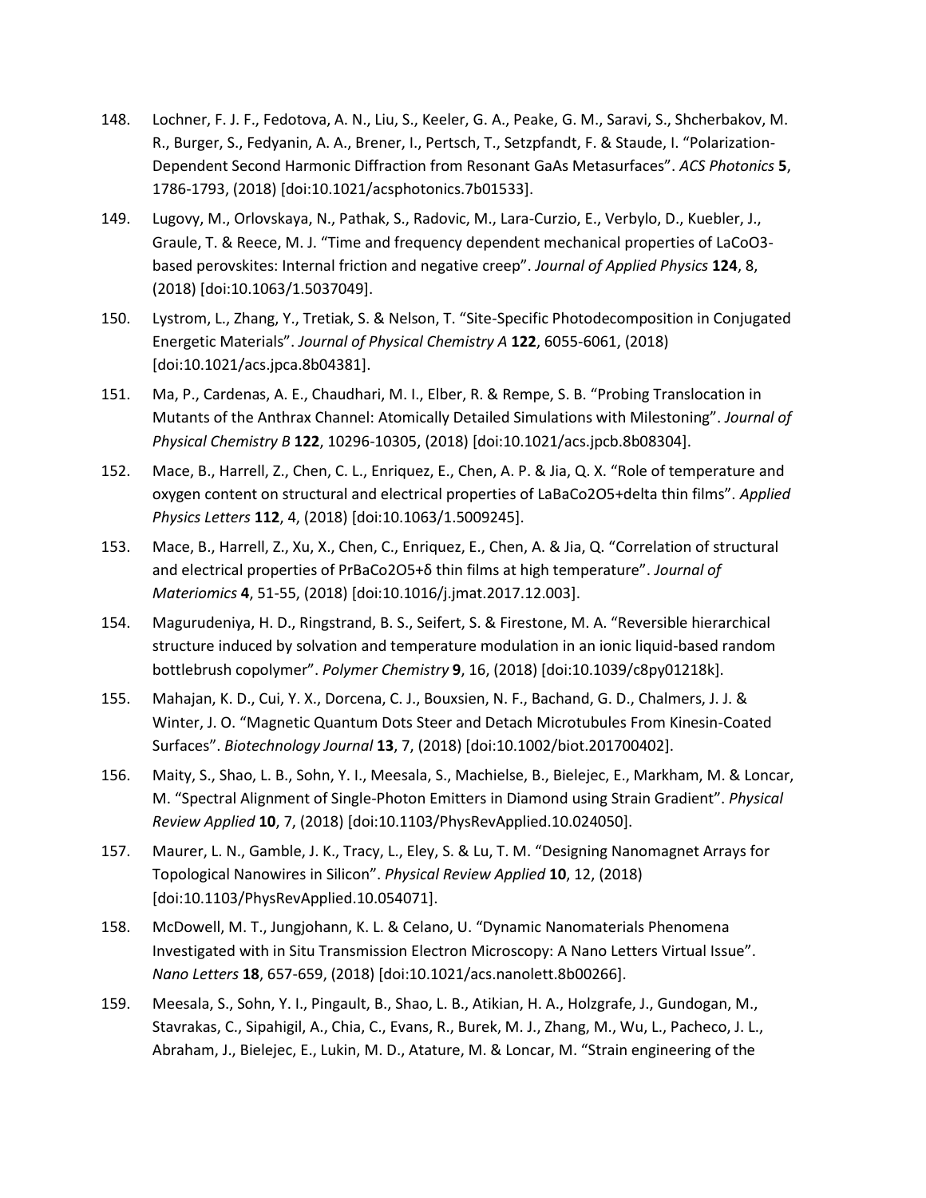148. Lochner, F. J. F., Fedotova, A. N., Liu, S., Keeler, G. A., Peake, G. M., Saravi, S., Shcherbakov, M. R., Burger, S., Fedyanin, A. A., Brener, I., Pertsch, T., Setzpfandt, F. & Staude, I. "Polarization-Dependent Second Harmonic Diffraction from Resonant GaAs Metasurfaces". *ACS Photonics* **5**, 1786-1793, (2018) [doi:10.1021/acsphotonics.7b01533].

149. Lugovy, M., Orlovskaya, N., Pathak, S., Radovic, M., Lara-Curzio, E., Verbylo, D., Kuebler, J., Graule, T. & Reece, M. J. "Time and frequency dependent mechanical properties of LaCoO3-based perovskites: Internal friction and negative creep". *Journal of Applied Physics* **124**, 8, (2018) [doi:10.1063/1.5037049].

150. Lystrom, L., Zhang, Y., Tretiak, S. & Nelson, T. "Site-Specific Photodecomposition in Conjugated Energetic Materials". *Journal of Physical Chemistry A* **122**, 6055-6061, (2018) [doi:10.1021/acs.jpca.8b04381].

151. Ma, P., Cardenas, A. E., Chaudhari, M. I., Elber, R. & Rempe, S. B. "Probing Translocation in Mutants of the Anthrax Channel: Atomically Detailed Simulations with Milestoning". *Journal of Physical Chemistry B* **122**, 10296-10305, (2018) [doi:10.1021/acs.jpcb.8b08304].

152. Mace, B., Harrell, Z., Chen, C. L., Enriquez, E., Chen, A. P. & Jia, Q. X. "Role of temperature and oxygen content on structural and electrical properties of LaBaCo2O5+delta thin films". *Applied Physics Letters* **112**, 4, (2018) [doi:10.1063/1.5009245].

153. Mace, B., Harrell, Z., Xu, X., Chen, C., Enriquez, E., Chen, A. & Jia, Q. "Correlation of structural and electrical properties of PrBaCo2O5+δ thin films at high temperature". *Journal of Materiomics* **4**, 51-55, (2018) [doi:10.1016/j.jmat.2017.12.003].

154. Magurudeniya, H. D., Ringstrand, B. S., Seifert, S. & Firestone, M. A. "Reversible hierarchical structure induced by solvation and temperature modulation in an ionic liquid-based random bottlebrush copolymer". *Polymer Chemistry* **9**, 16, (2018) [doi:10.1039/c8py01218k].

155. Mahajan, K. D., Cui, Y. X., Dorcena, C. J., Bouxsien, N. F., Bachand, G. D., Chalmers, J. J. & Winter, J. O. "Magnetic Quantum Dots Steer and Detach Microtubules From Kinesin-Coated Surfaces". *Biotechnology Journal* **13**, 7, (2018) [doi:10.1002/biot.201700402].

156. Maity, S., Shao, L. B., Sohn, Y. I., Meesala, S., Machielse, B., Bielejec, E., Markham, M. & Loncar, M. "Spectral Alignment of Single-Photon Emitters in Diamond using Strain Gradient". *Physical Review Applied* **10**, 7, (2018) [doi:10.1103/PhysRevApplied.10.024050].

157. Maurer, L. N., Gamble, J. K., Tracy, L., Eley, S. & Lu, T. M. "Designing Nanomagnet Arrays for Topological Nanowires in Silicon". *Physical Review Applied* **10**, 12, (2018) [doi:10.1103/PhysRevApplied.10.054071].

158. McDowell, M. T., Jungjohann, K. L. & Celano, U. "Dynamic Nanomaterials Phenomena Investigated with in Situ Transmission Electron Microscopy: A Nano Letters Virtual Issue". *Nano Letters* **18**, 657-659, (2018) [doi:10.1021/acs.nanolett.8b00266].

159. Meesala, S., Sohn, Y. I., Pingault, B., Shao, L. B., Atikian, H. A., Holzgrafe, J., Gundogan, M., Stavrakas, C., Sipahigil, A., Chia, C., Evans, R., Burek, M. J., Zhang, M., Wu, L., Pacheco, J. L., Abraham, J., Bielejec, E., Lukin, M. D., Atature, M. & Loncar, M. "Strain engineering of the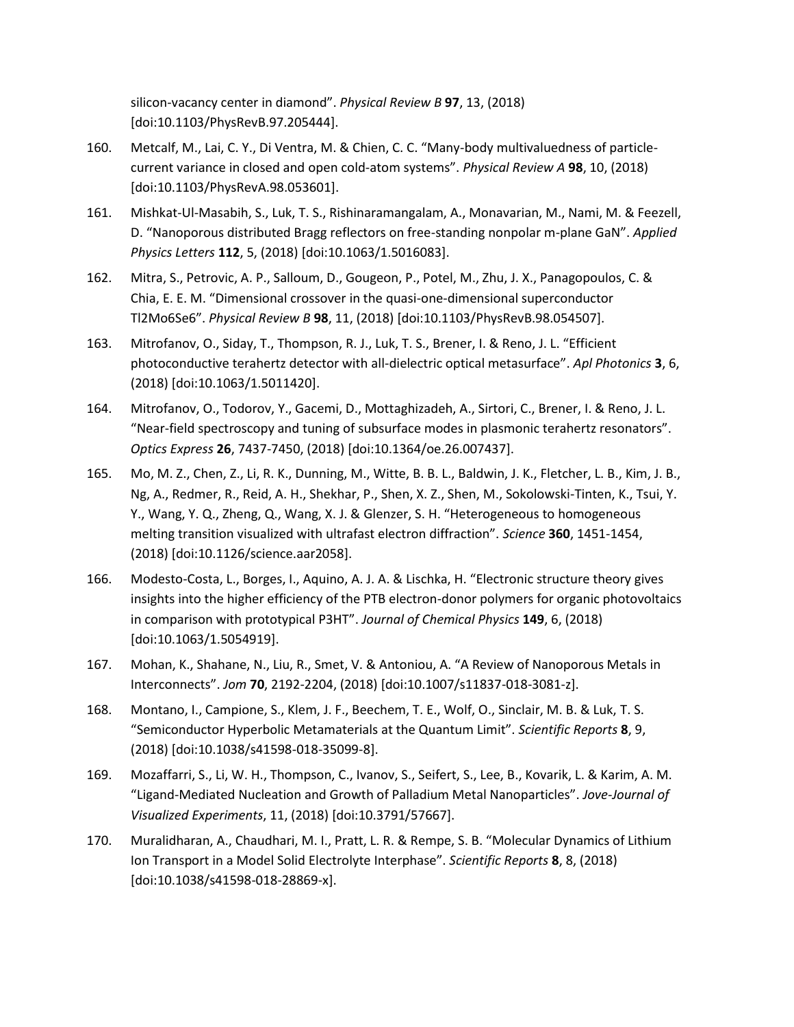silicon-vacancy center in diamond". *Physical Review B* **97**, 13, (2018) [doi:10.1103/PhysRevB.97.205444].

160. Metcalf, M., Lai, C. Y., Di Ventra, M. & Chien, C. C. "Many-body multivaluedness of particle-current variance in closed and open cold-atom systems". *Physical Review A* **98**, 10, (2018) [doi:10.1103/PhysRevA.98.053601].

161. Mishkat-Ul-Masabih, S., Luk, T. S., Rishinaramangalam, A., Monavarian, M., Nami, M. & Feezell, D. "Nanoporous distributed Bragg reflectors on free-standing nonpolar m-plane GaN". *Applied Physics Letters* **112**, 5, (2018) [doi:10.1063/1.5016083].

162. Mitra, S., Petrovic, A. P., Salloum, D., Gougeon, P., Potel, M., Zhu, J. X., Panagopoulos, C. & Chia, E. E. M. "Dimensional crossover in the quasi-one-dimensional superconductor $Tl_2Mo_6Se_6$". *Physical Review B* **98**, 11, (2018) [doi:10.1103/PhysRevB.98.054507].

163. Mitrofanov, O., Siday, T., Thompson, R. J., Luk, T. S., Brener, I. & Reno, J. L. "Efficient photoconductive terahertz detector with all-dielectric optical metasurface". *Apl Photonics* **3**, 6, (2018) [doi:10.1063/1.5011420].

164. Mitrofanov, O., Todorov, Y., Gacemi, D., Mottaghizadeh, A., Sirtori, C., Brener, I. & Reno, J. L. "Near-field spectroscopy and tuning of subsurface modes in plasmonic terahertz resonators". *Optics Express* **26**, 7437-7450, (2018) [doi:10.1364/oe.26.007437].

165. Mo, M. Z., Chen, Z., Li, R. K., Dunning, M., Witte, B. B. L., Baldwin, J. K., Fletcher, L. B., Kim, J. B., Ng, A., Redmer, R., Reid, A. H., Shekhar, P., Shen, X. Z., Shen, M., Sokolowski-Tinten, K., Tsui, Y. Y., Wang, Y. Q., Zheng, Q., Wang, X. J. & Glenzer, S. H. "Heterogeneous to homogeneous melting transition visualized with ultrafast electron diffraction". *Science* **360**, 1451-1454, (2018) [doi:10.1126/science.aar2058].

166. Modesto-Costa, L., Borges, I., Aquino, A. J. A. & Lischka, H. "Electronic structure theory gives insights into the higher efficiency of the PTB electron-donor polymers for organic photovoltaics in comparison with prototypical P3HT". *Journal of Chemical Physics* **149**, 6, (2018) [doi:10.1063/1.5054919].

167. Mohan, K., Shahane, N., Liu, R., Smet, V. & Antoniou, A. "A Review of Nanoporous Metals in Interconnects". *Jom* **70**, 2192-2204, (2018) [doi:10.1007/s11837-018-3081-z].

168. Montano, I., Campione, S., Klem, J. F., Beechem, T. E., Wolf, O., Sinclair, M. B. & Luk, T. S. "Semiconductor Hyperbolic Metamaterials at the Quantum Limit". *Scientific Reports* **8**, 9, (2018) [doi:10.1038/s41598-018-35099-8].

169. Mozaffarri, S., Li, W. H., Thompson, C., Ivanov, S., Seifert, S., Lee, B., Kovarik, L. & Karim, A. M. "Ligand-Mediated Nucleation and Growth of Palladium Metal Nanoparticles". *Jove-Journal of Visualized Experiments*, 11, (2018) [doi:10.3791/57667].

170. Muralidharan, A., Chaudhari, M. I., Pratt, L. R. & Rempe, S. B. "Molecular Dynamics of Lithium Ion Transport in a Model Solid Electrolyte Interphase". *Scientific Reports* **8**, 8, (2018) [doi:10.1038/s41598-018-28869-x].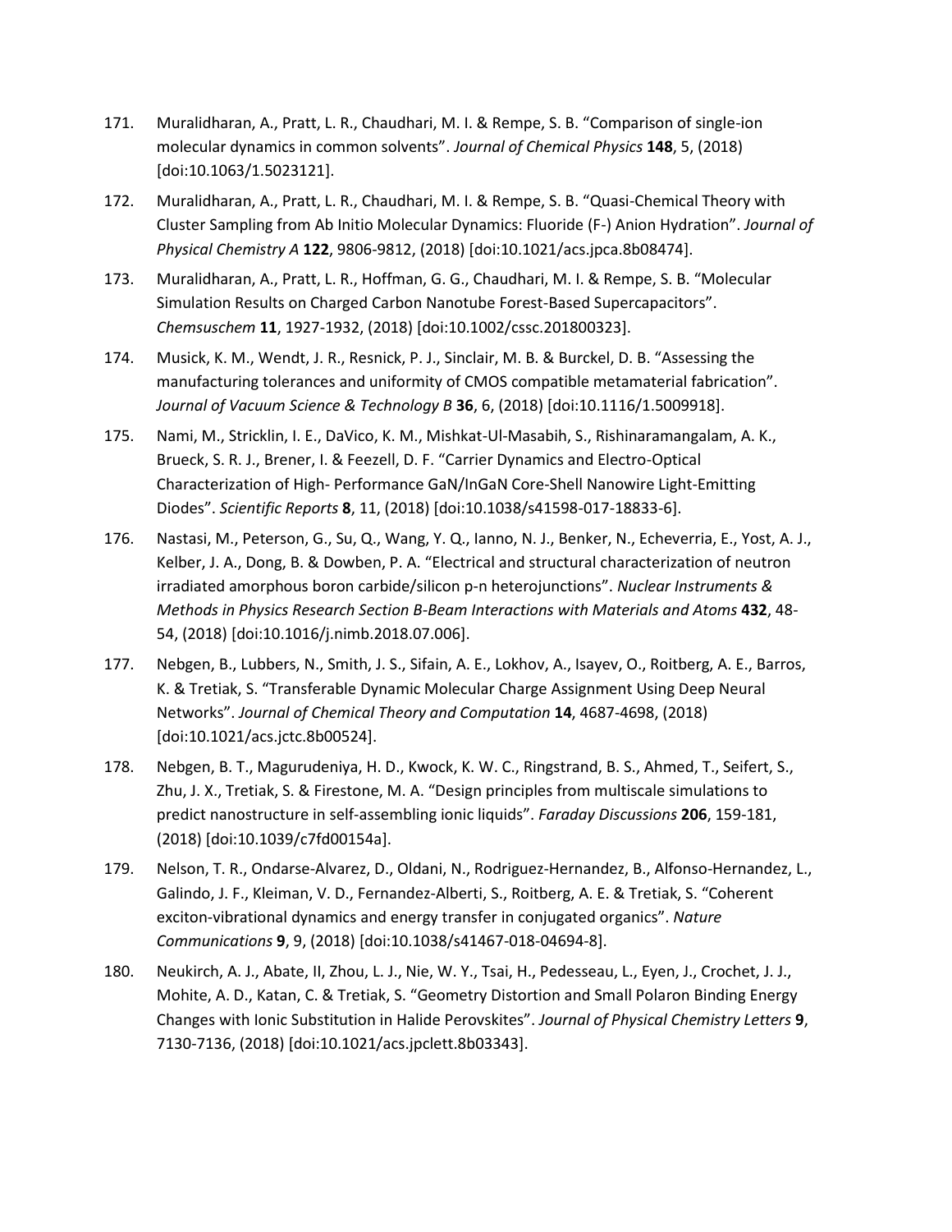171. Muralidharan, A., Pratt, L. R., Chaudhari, M. I. & Rempe, S. B. "Comparison of single-ion molecular dynamics in common solvents". *Journal of Chemical Physics* **148**, 5, (2018) [doi:10.1063/1.5023121].

172. Muralidharan, A., Pratt, L. R., Chaudhari, M. I. & Rempe, S. B. "Quasi-Chemical Theory with Cluster Sampling from Ab Initio Molecular Dynamics: Fluoride (F-) Anion Hydration". *Journal of Physical Chemistry A* **122**, 9806-9812, (2018) [doi:10.1021/acs.jpca.8b08474].

173. Muralidharan, A., Pratt, L. R., Hoffman, G. G., Chaudhari, M. I. & Rempe, S. B. "Molecular Simulation Results on Charged Carbon Nanotube Forest-Based Supercapacitors". *Chemsuschem* **11**, 1927-1932, (2018) [doi:10.1002/cssc.201800323].

174. Musick, K. M., Wendt, J. R., Resnick, P. J., Sinclair, M. B. & Burckel, D. B. "Assessing the manufacturing tolerances and uniformity of CMOS compatible metamaterial fabrication". *Journal of Vacuum Science & Technology B* **36**, 6, (2018) [doi:10.1116/1.5009918].

175. Nami, M., Stricklin, I. E., DaVico, K. M., Mishkat-Ul-Masabih, S., Rishinaramangalam, A. K., Brueck, S. R. J., Brener, I. & Feezell, D. F. "Carrier Dynamics and Electro-Optical Characterization of High- Performance GaN/InGaN Core-Shell Nanowire Light-Emitting Diodes". *Scientific Reports* **8**, 11, (2018) [doi:10.1038/s41598-017-18833-6].

176. Nastasi, M., Peterson, G., Su, Q., Wang, Y. Q., Ianno, N. J., Benker, N., Echeverria, E., Yost, A. J., Kelber, J. A., Dong, B. & Dowben, P. A. "Electrical and structural characterization of neutron irradiated amorphous boron carbide/silicon p-n heterojunctions". *Nuclear Instruments & Methods in Physics Research Section B-Beam Interactions with Materials and Atoms* **432**, 48-54, (2018) [doi:10.1016/j.nimb.2018.07.006].

177. Nebgen, B., Lubbers, N., Smith, J. S., Sifain, A. E., Lokhov, A., Isayev, O., Roitberg, A. E., Barros, K. & Tretiak, S. "Transferable Dynamic Molecular Charge Assignment Using Deep Neural Networks". *Journal of Chemical Theory and Computation* **14**, 4687-4698, (2018) [doi:10.1021/acs.jctc.8b00524].

178. Nebgen, B. T., Magurudeniya, H. D., Kwock, K. W. C., Ringstrand, B. S., Ahmed, T., Seifert, S., Zhu, J. X., Tretiak, S. & Firestone, M. A. "Design principles from multiscale simulations to predict nanostructure in self-assembling ionic liquids". *Faraday Discussions* **206**, 159-181, (2018) [doi:10.1039/c7fd00154a].

179. Nelson, T. R., Ondarse-Alvarez, D., Oldani, N., Rodriguez-Hernandez, B., Alfonso-Hernandez, L., Galindo, J. F., Kleiman, V. D., Fernandez-Alberti, S., Roitberg, A. E. & Tretiak, S. "Coherent exciton-vibrational dynamics and energy transfer in conjugated organics". *Nature Communications* **9**, 9, (2018) [doi:10.1038/s41467-018-04694-8].

180. Neukirch, A. J., Abate, II, Zhou, L. J., Nie, W. Y., Tsai, H., Pedesseau, L., Eyen, J., Crochet, J. J., Mohite, A. D., Katan, C. & Tretiak, S. "Geometry Distortion and Small Polaron Binding Energy Changes with Ionic Substitution in Halide Perovskites". *Journal of Physical Chemistry Letters* **9**, 7130-7136, (2018) [doi:10.1021/acs.jpclett.8b03343].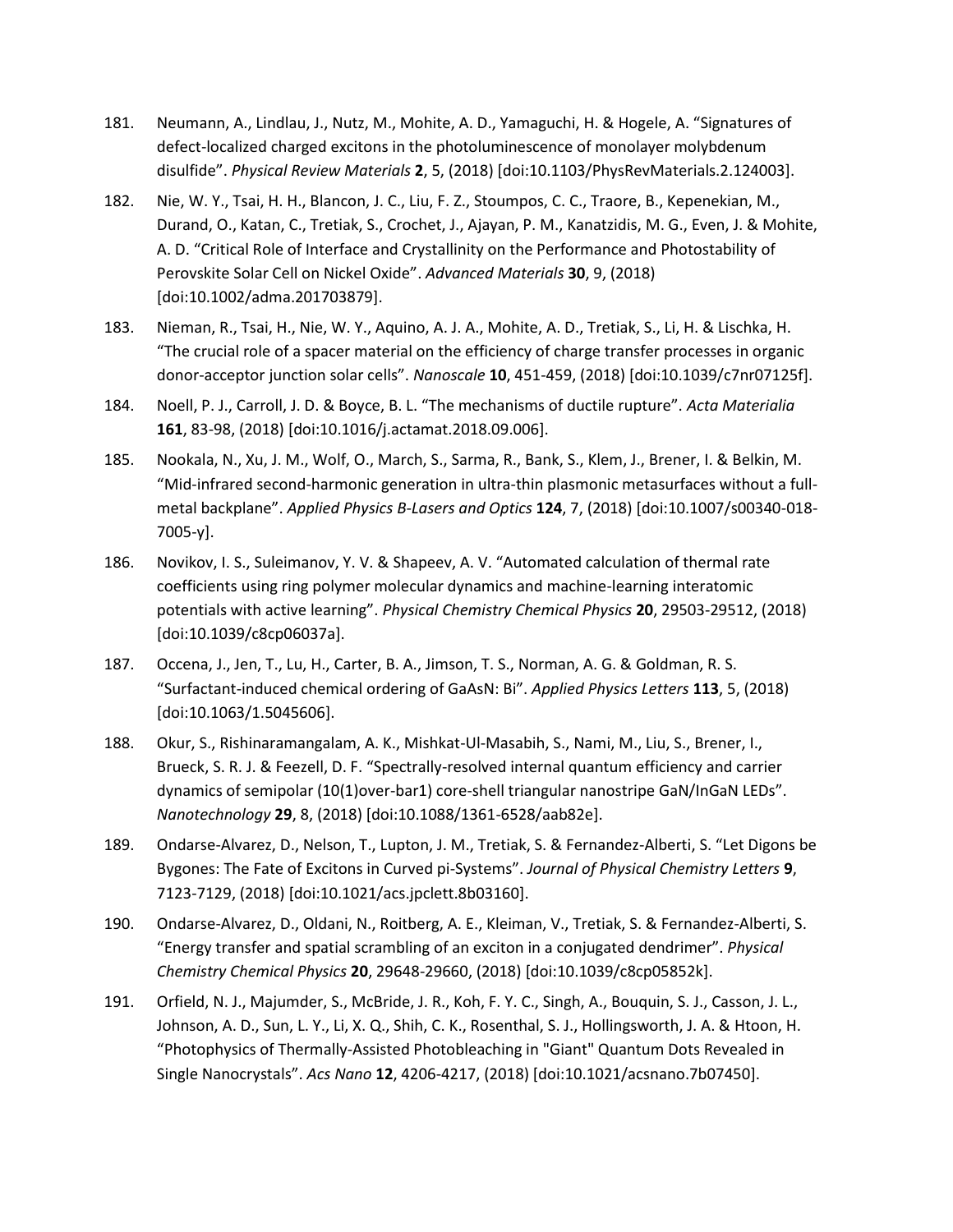181. Neumann, A., Lindlau, J., Nutz, M., Mohite, A. D., Yamaguchi, H. & Hogele, A. "Signatures of defect-localized charged excitons in the photoluminescence of monolayer molybdenum disulfide". *Physical Review Materials* **2**, 5, (2018) [doi:10.1103/PhysRevMaterials.2.124003].

182. Nie, W. Y., Tsai, H. H., Blancon, J. C., Liu, F. Z., Stoumpos, C. C., Traore, B., Kepenekian, M., Durand, O., Katan, C., Tretiak, S., Crochet, J., Ajayan, P. M., Kanatzidis, M. G., Even, J. & Mohite, A. D. "Critical Role of Interface and Crystallinity on the Performance and Photostability of Perovskite Solar Cell on Nickel Oxide". *Advanced Materials* **30**, 9, (2018) [doi:10.1002/adma.201703879].

183. Nieman, R., Tsai, H., Nie, W. Y., Aquino, A. J. A., Mohite, A. D., Tretiak, S., Li, H. & Lischka, H. "The crucial role of a spacer material on the efficiency of charge transfer processes in organic donor-acceptor junction solar cells". *Nanoscale* **10**, 451-459, (2018) [doi:10.1039/c7nr07125f].

184. Noell, P. J., Carroll, J. D. & Boyce, B. L. "The mechanisms of ductile rupture". *Acta Materialia* **161**, 83-98, (2018) [doi:10.1016/j.actamat.2018.09.006].

185. Nookala, N., Xu, J. M., Wolf, O., March, S., Sarma, R., Bank, S., Klem, J., Brener, I. & Belkin, M. "Mid-infrared second-harmonic generation in ultra-thin plasmonic metasurfaces without a full-metal backplane". *Applied Physics B-Lasers and Optics* **124**, 7, (2018) [doi:10.1007/s00340-018-7005-y].

186. Novikov, I. S., Suleimanov, Y. V. & Shapeev, A. V. "Automated calculation of thermal rate coefficients using ring polymer molecular dynamics and machine-learning interatomic potentials with active learning". *Physical Chemistry Chemical Physics* **20**, 29503-29512, (2018) [doi:10.1039/c8cp06037a].

187. Occena, J., Jen, T., Lu, H., Carter, B. A., Jimson, T. S., Norman, A. G. & Goldman, R. S. "Surfactant-induced chemical ordering of GaAsN: Bi". *Applied Physics Letters* **113**, 5, (2018) [doi:10.1063/1.5045606].

188. Okur, S., Rishinaramangalam, A. K., Mishkat-Ul-Masabih, S., Nami, M., Liu, S., Brener, I., Brueck, S. R. J. & Feezell, D. F. "Spectrally-resolved internal quantum efficiency and carrier dynamics of semipolar (10(1)over-bar1) core-shell triangular nanostripe GaN/InGaN LEDs". *Nanotechnology* **29**, 8, (2018) [doi:10.1088/1361-6528/aab82e].

189. Ondarse-Alvarez, D., Nelson, T., Lupton, J. M., Tretiak, S. & Fernandez-Alberti, S. "Let Digons be Bygones: The Fate of Excitons in Curved pi-Systems". *Journal of Physical Chemistry Letters* **9**, 7123-7129, (2018) [doi:10.1021/acs.jpclett.8b03160].

190. Ondarse-Alvarez, D., Oldani, N., Roitberg, A. E., Kleiman, V., Tretiak, S. & Fernandez-Alberti, S. "Energy transfer and spatial scrambling of an exciton in a conjugated dendrimer". *Physical Chemistry Chemical Physics* **20**, 29648-29660, (2018) [doi:10.1039/c8cp05852k].

191. Orfield, N. J., Majumder, S., McBride, J. R., Koh, F. Y. C., Singh, A., Bouquin, S. J., Casson, J. L., Johnson, A. D., Sun, L. Y., Li, X. Q., Shih, C. K., Rosenthal, S. J., Hollingsworth, J. A. & Htoon, H. "Photophysics of Thermally-Assisted Photobleaching in "Giant" Quantum Dots Revealed in Single Nanocrystals". *Acs Nano* **12**, 4206-4217, (2018) [doi:10.1021/acsnano.7b07450].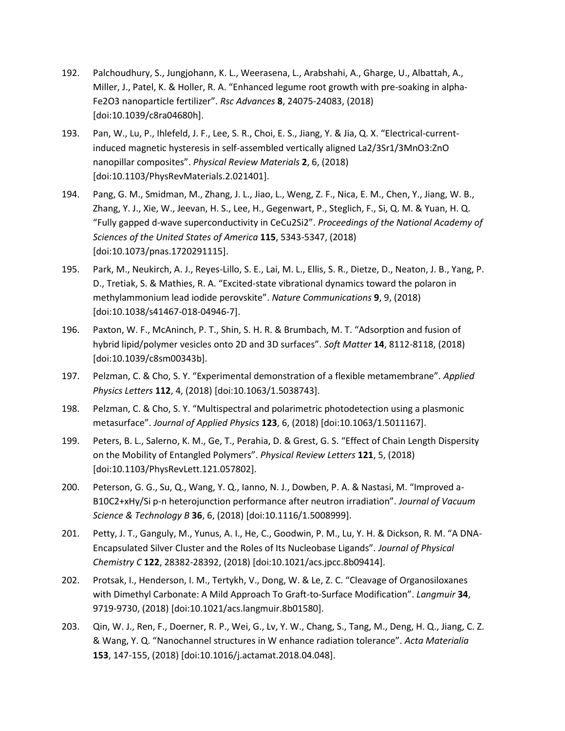192. Palchoudhury, S., Jungjohann, K. L., Weerasena, L., Arabshahi, A., Gharge, U., Albattah, A., Miller, J., Patel, K. & Holler, R. A. "Enhanced legume root growth with pre-soaking in alpha-$Fe_2O_3$ nanoparticle fertilizer". *Rsc Advances* **8**, 24075-24083, (2018) [doi:10.1039/c8ra04680h].

193. Pan, W., Lu, P., Ihlefeld, J. F., Lee, S. R., Choi, E. S., Jiang, Y. & Jia, Q. X. "Electrical-current-induced magnetic hysteresis in self-assembled vertically aligned $La_{2/3}Sr_{1/3}MnO_3$:ZnO nanopillar composites". *Physical Review Materials* **2**, 6, (2018) [doi:10.1103/PhysRevMaterials.2.021401].

194. Pang, G. M., Smidman, M., Zhang, J. L., Jiao, L., Weng, Z. F., Nica, E. M., Chen, Y., Jiang, W. B., Zhang, Y. J., Xie, W., Jeevan, H. S., Lee, H., Gegenwart, P., Steglich, F., Si, Q. M. & Yuan, H. Q. "Fully gapped d-wave superconductivity in $CeCu_2Si_2$". *Proceedings of the National Academy of Sciences of the United States of America* **115**, 5343-5347, (2018) [doi:10.1073/pnas.1720291115].

195. Park, M., Neukirch, A. J., Reyes-Lillo, S. E., Lai, M. L., Ellis, S. R., Dietze, D., Neaton, J. B., Yang, P. D., Tretiak, S. & Mathies, R. A. "Excited-state vibrational dynamics toward the polaron in methylammonium lead iodide perovskite". *Nature Communications* **9**, 9, (2018) [doi:10.1038/s41467-018-04946-7].

196. Paxton, W. F., McAninch, P. T., Shin, S. H. R. & Brumbach, M. T. "Adsorption and fusion of hybrid lipid/polymer vesicles onto 2D and 3D surfaces". *Soft Matter* **14**, 8112-8118, (2018) [doi:10.1039/c8sm00343b].

197. Pelzman, C. & Cho, S. Y. "Experimental demonstration of a flexible metamembrane". *Applied Physics Letters* **112**, 4, (2018) [doi:10.1063/1.5038743].

198. Pelzman, C. & Cho, S. Y. "Multispectral and polarimetric photodetection using a plasmonic metasurface". *Journal of Applied Physics* **123**, 6, (2018) [doi:10.1063/1.5011167].

199. Peters, B. L., Salerno, K. M., Ge, T., Perahia, D. & Grest, G. S. "Effect of Chain Length Dispersity on the Mobility of Entangled Polymers". *Physical Review Letters* **121**, 5, (2018) [doi:10.1103/PhysRevLett.121.057802].

200. Peterson, G. G., Su, Q., Wang, Y. Q., Ianno, N. J., Dowben, P. A. & Nastasi, M. "Improved a-$B_{10}C_{2+x}H_y$/Si p-n heterojunction performance after neutron irradiation". *Journal of Vacuum Science & Technology B* **36**, 6, (2018) [doi:10.1116/1.5008999].

201. Petty, J. T., Ganguly, M., Yunus, A. I., He, C., Goodwin, P. M., Lu, Y. H. & Dickson, R. M. "A DNA-Encapsulated Silver Cluster and the Roles of Its Nucleobase Ligands". *Journal of Physical Chemistry C* **122**, 28382-28392, (2018) [doi:10.1021/acs.jpcc.8b09414].

202. Protsak, I., Henderson, I. M., Tertykh, V., Dong, W. & Le, Z. C. "Cleavage of Organosiloxanes with Dimethyl Carbonate: A Mild Approach To Graft-to-Surface Modification". *Langmuir* **34**, 9719-9730, (2018) [doi:10.1021/acs.langmuir.8b01580].

203. Qin, W. J., Ren, F., Doerner, R. P., Wei, G., Lv, Y. W., Chang, S., Tang, M., Deng, H. Q., Jiang, C. Z. & Wang, Y. Q. "Nanochannel structures in W enhance radiation tolerance". *Acta Materialia* **153**, 147-155, (2018) [doi:10.1016/j.actamat.2018.04.048].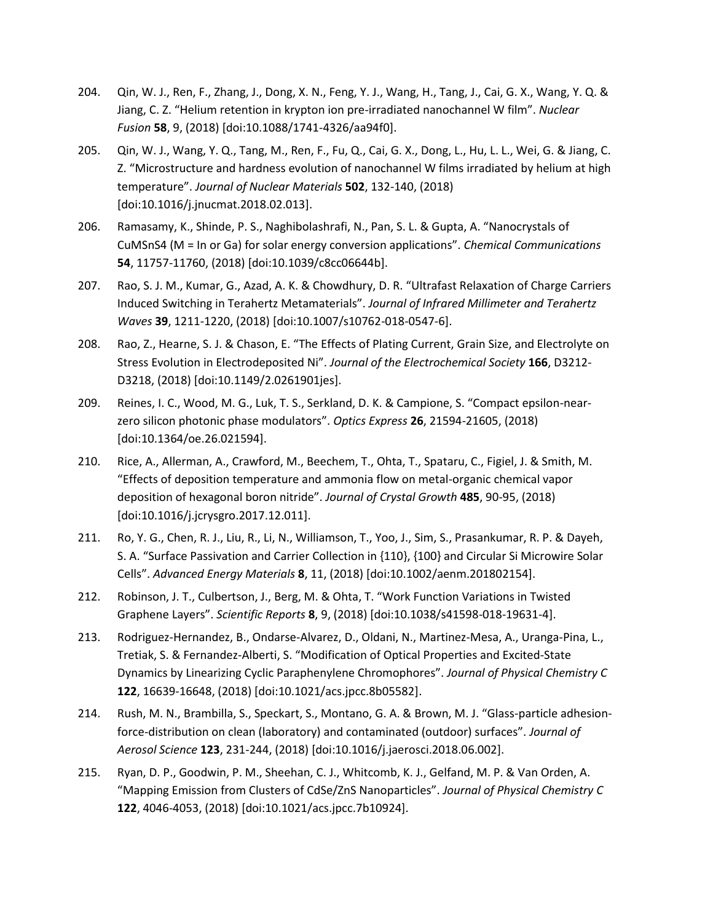204. Qin, W. J., Ren, F., Zhang, J., Dong, X. N., Feng, Y. J., Wang, H., Tang, J., Cai, G. X., Wang, Y. Q. & Jiang, C. Z. "Helium retention in krypton ion pre-irradiated nanochannel W film". *Nuclear Fusion* **58**, 9, (2018) [doi:10.1088/1741-4326/aa94f0].

205. Qin, W. J., Wang, Y. Q., Tang, M., Ren, F., Fu, Q., Cai, G. X., Dong, L., Hu, L. L., Wei, G. & Jiang, C. Z. "Microstructure and hardness evolution of nanochannel W films irradiated by helium at high temperature". *Journal of Nuclear Materials* **502**, 132-140, (2018) [doi:10.1016/j.jnucmat.2018.02.013].

206. Ramasamy, K., Shinde, P. S., Naghibolashrafi, N., Pan, S. L. & Gupta, A. "Nanocrystals of CuMSnS4 (M = In or Ga) for solar energy conversion applications". *Chemical Communications* **54**, 11757-11760, (2018) [doi:10.1039/c8cc06644b].

207. Rao, S. J. M., Kumar, G., Azad, A. K. & Chowdhury, D. R. "Ultrafast Relaxation of Charge Carriers Induced Switching in Terahertz Metamaterials". *Journal of Infrared Millimeter and Terahertz Waves* **39**, 1211-1220, (2018) [doi:10.1007/s10762-018-0547-6].

208. Rao, Z., Hearne, S. J. & Chason, E. "The Effects of Plating Current, Grain Size, and Electrolyte on Stress Evolution in Electrodeposited Ni". *Journal of the Electrochemical Society* **166**, D3212-D3218, (2018) [doi:10.1149/2.0261901jes].

209. Reines, I. C., Wood, M. G., Luk, T. S., Serkland, D. K. & Campione, S. "Compact epsilon-near-zero silicon photonic phase modulators". *Optics Express* **26**, 21594-21605, (2018) [doi:10.1364/oe.26.021594].

210. Rice, A., Allerman, A., Crawford, M., Beechem, T., Ohta, T., Spataru, C., Figiel, J. & Smith, M. "Effects of deposition temperature and ammonia flow on metal-organic chemical vapor deposition of hexagonal boron nitride". *Journal of Crystal Growth* **485**, 90-95, (2018) [doi:10.1016/j.jcrysgro.2017.12.011].

211. Ro, Y. G., Chen, R. J., Liu, R., Li, N., Williamson, T., Yoo, J., Sim, S., Prasankumar, R. P. & Dayeh, S. A. "Surface Passivation and Carrier Collection in {110}, {100} and Circular Si Microwire Solar Cells". *Advanced Energy Materials* **8**, 11, (2018) [doi:10.1002/aenm.201802154].

212. Robinson, J. T., Culbertson, J., Berg, M. & Ohta, T. "Work Function Variations in Twisted Graphene Layers". *Scientific Reports* **8**, 9, (2018) [doi:10.1038/s41598-018-19631-4].

213. Rodriguez-Hernandez, B., Ondarse-Alvarez, D., Oldani, N., Martinez-Mesa, A., Uranga-Pina, L., Tretiak, S. & Fernandez-Alberti, S. "Modification of Optical Properties and Excited-State Dynamics by Linearizing Cyclic Paraphenylene Chromophores". *Journal of Physical Chemistry C* **122**, 16639-16648, (2018) [doi:10.1021/acs.jpcc.8b05582].

214. Rush, M. N., Brambilla, S., Speckart, S., Montano, G. A. & Brown, M. J. "Glass-particle adhesion-force-distribution on clean (laboratory) and contaminated (outdoor) surfaces". *Journal of Aerosol Science* **123**, 231-244, (2018) [doi:10.1016/j.jaerosci.2018.06.002].

215. Ryan, D. P., Goodwin, P. M., Sheehan, C. J., Whitcomb, K. J., Gelfand, M. P. & Van Orden, A. "Mapping Emission from Clusters of CdSe/ZnS Nanoparticles". *Journal of Physical Chemistry C* **122**, 4046-4053, (2018) [doi:10.1021/acs.jpcc.7b10924].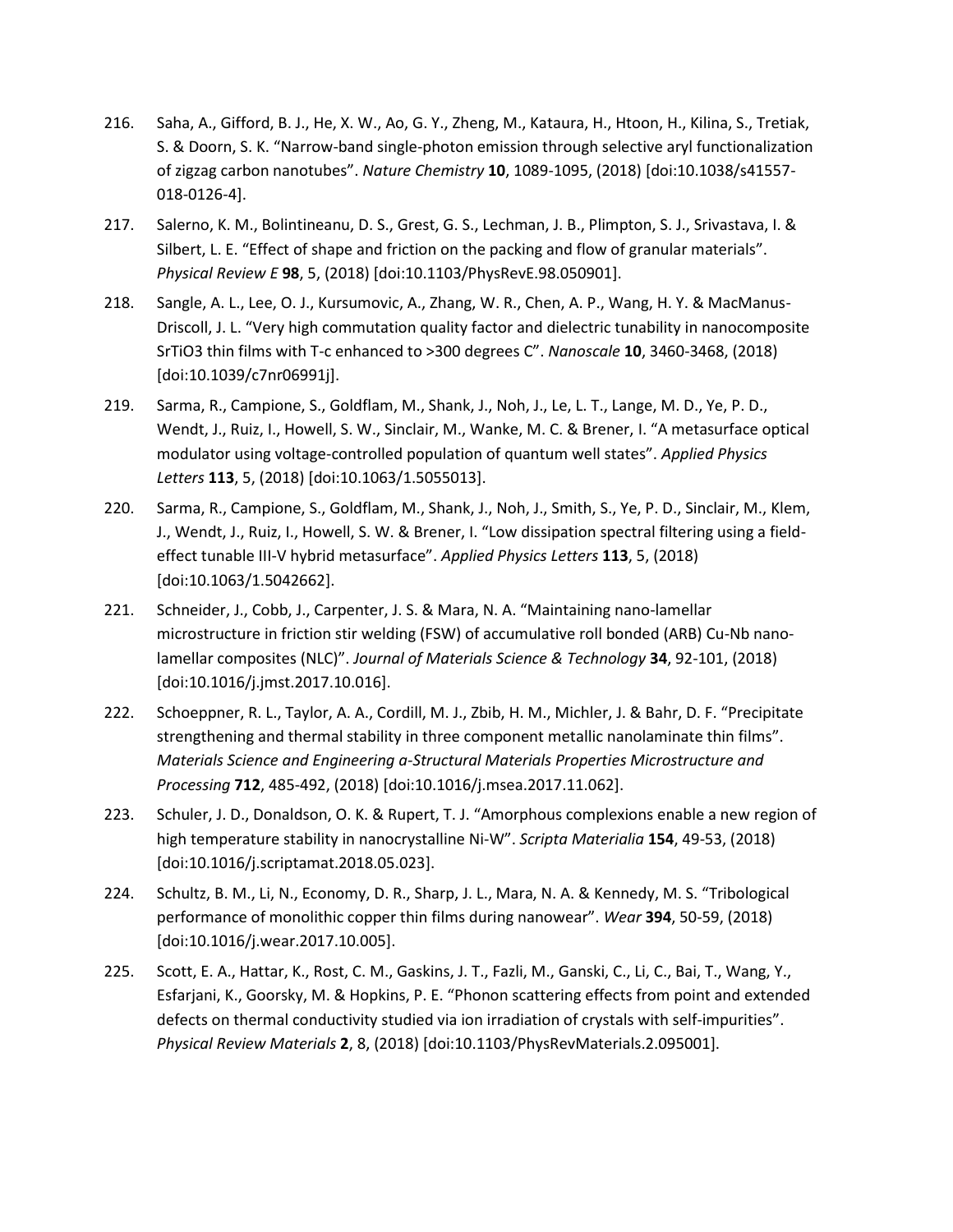216. Saha, A., Gifford, B. J., He, X. W., Ao, G. Y., Zheng, M., Kataura, H., Htoon, H., Kilina, S., Tretiak, S. & Doorn, S. K. “Narrow-band single-photon emission through selective aryl functionalization of zigzag carbon nanotubes”. *Nature Chemistry* **10**, 1089-1095, (2018) [doi:10.1038/s41557-018-0126-4].

217. Salerno, K. M., Bolintineanu, D. S., Grest, G. S., Lechman, J. B., Plimpton, S. J., Srivastava, I. & Silbert, L. E. “Effect of shape and friction on the packing and flow of granular materials”. *Physical Review E* **98**, 5, (2018) [doi:10.1103/PhysRevE.98.050901].

218. Sangle, A. L., Lee, O. J., Kursumovic, A., Zhang, W. R., Chen, A. P., Wang, H. Y. & MacManus-Driscoll, J. L. “Very high commutation quality factor and dielectric tunability in nanocomposite SrTiO3 thin films with T-c enhanced to >300 degrees C”. *Nanoscale* **10**, 3460-3468, (2018) [doi:10.1039/c7nr06991j].

219. Sarma, R., Campione, S., Goldflam, M., Shank, J., Noh, J., Le, L. T., Lange, M. D., Ye, P. D., Wendt, J., Ruiz, I., Howell, S. W., Sinclair, M., Wanke, M. C. & Brener, I. “A metasurface optical modulator using voltage-controlled population of quantum well states”. *Applied Physics Letters* **113**, 5, (2018) [doi:10.1063/1.5055013].

220. Sarma, R., Campione, S., Goldflam, M., Shank, J., Noh, J., Smith, S., Ye, P. D., Sinclair, M., Klem, J., Wendt, J., Ruiz, I., Howell, S. W. & Brener, I. “Low dissipation spectral filtering using a field-effect tunable III-V hybrid metasurface”. *Applied Physics Letters* **113**, 5, (2018) [doi:10.1063/1.5042662].

221. Schneider, J., Cobb, J., Carpenter, J. S. & Mara, N. A. “Maintaining nano-lamellar microstructure in friction stir welding (FSW) of accumulative roll bonded (ARB) Cu-Nb nano-lamellar composites (NLC)”. *Journal of Materials Science & Technology* **34**, 92-101, (2018) [doi:10.1016/j.jmst.2017.10.016].

222. Schoeppner, R. L., Taylor, A. A., Cordill, M. J., Zbib, H. M., Michler, J. & Bahr, D. F. “Precipitate strengthening and thermal stability in three component metallic nanolaminate thin films”. *Materials Science and Engineering a-Structural Materials Properties Microstructure and Processing* **712**, 485-492, (2018) [doi:10.1016/j.msea.2017.11.062].

223. Schuler, J. D., Donaldson, O. K. & Rupert, T. J. “Amorphous complexions enable a new region of high temperature stability in nanocrystalline Ni-W”. *Scripta Materialia* **154**, 49-53, (2018) [doi:10.1016/j.scriptamat.2018.05.023].

224. Schultz, B. M., Li, N., Economy, D. R., Sharp, J. L., Mara, N. A. & Kennedy, M. S. “Tribological performance of monolithic copper thin films during nanowear”. *Wear* **394**, 50-59, (2018) [doi:10.1016/j.wear.2017.10.005].

225. Scott, E. A., Hattar, K., Rost, C. M., Gaskins, J. T., Fazli, M., Ganski, C., Li, C., Bai, T., Wang, Y., Esfarjani, K., Goorsky, M. & Hopkins, P. E. “Phonon scattering effects from point and extended defects on thermal conductivity studied via ion irradiation of crystals with self-impurities”. *Physical Review Materials* **2**, 8, (2018) [doi:10.1103/PhysRevMaterials.2.095001].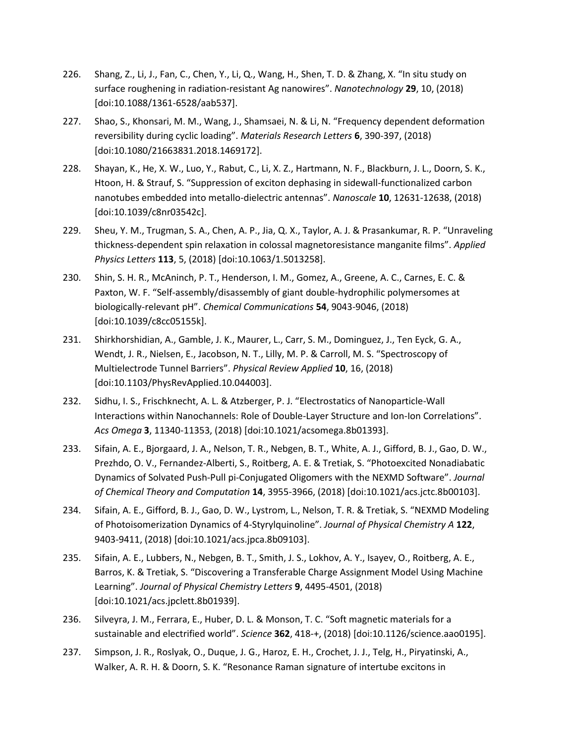226. Shang, Z., Li, J., Fan, C., Chen, Y., Li, Q., Wang, H., Shen, T. D. & Zhang, X. "In situ study on surface roughening in radiation-resistant Ag nanowires". *Nanotechnology* **29**, 10, (2018) [doi:10.1088/1361-6528/aab537].

227. Shao, S., Khonsari, M. M., Wang, J., Shamsaei, N. & Li, N. "Frequency dependent deformation reversibility during cyclic loading". *Materials Research Letters* **6**, 390-397, (2018) [doi:10.1080/21663831.2018.1469172].

228. Shayan, K., He, X. W., Luo, Y., Rabut, C., Li, X. Z., Hartmann, N. F., Blackburn, J. L., Doorn, S. K., Htoon, H. & Strauf, S. "Suppression of exciton dephasing in sidewall-functionalized carbon nanotubes embedded into metallo-dielectric antennas". *Nanoscale* **10**, 12631-12638, (2018) [doi:10.1039/c8nr03542c].

229. Sheu, Y. M., Trugman, S. A., Chen, A. P., Jia, Q. X., Taylor, A. J. & Prasankumar, R. P. "Unraveling thickness-dependent spin relaxation in colossal magnetoresistance manganite films". *Applied Physics Letters* **113**, 5, (2018) [doi:10.1063/1.5013258].

230. Shin, S. H. R., McAninch, P. T., Henderson, I. M., Gomez, A., Greene, A. C., Carnes, E. C. & Paxton, W. F. "Self-assembly/disassembly of giant double-hydrophilic polymersomes at biologically-relevant pH". *Chemical Communications* **54**, 9043-9046, (2018) [doi:10.1039/c8cc05155k].

231. Shirkhorshidian, A., Gamble, J. K., Maurer, L., Carr, S. M., Dominguez, J., Ten Eyck, G. A., Wendt, J. R., Nielsen, E., Jacobson, N. T., Lilly, M. P. & Carroll, M. S. "Spectroscopy of Multielectrode Tunnel Barriers". *Physical Review Applied* **10**, 16, (2018) [doi:10.1103/PhysRevApplied.10.044003].

232. Sidhu, I. S., Frischknecht, A. L. & Atzberger, P. J. "Electrostatics of Nanoparticle-Wall Interactions within Nanochannels: Role of Double-Layer Structure and Ion-Ion Correlations". *Acs Omega* **3**, 11340-11353, (2018) [doi:10.1021/acsomega.8b01393].

233. Sifain, A. E., Bjorgaard, J. A., Nelson, T. R., Nebgen, B. T., White, A. J., Gifford, B. J., Gao, D. W., Prezhdo, O. V., Fernandez-Alberti, S., Roitberg, A. E. & Tretiak, S. "Photoexcited Nonadiabatic Dynamics of Solvated Push-Pull pi-Conjugated Oligomers with the NEXMD Software". *Journal of Chemical Theory and Computation* **14**, 3955-3966, (2018) [doi:10.1021/acs.jctc.8b00103].

234. Sifain, A. E., Gifford, B. J., Gao, D. W., Lystrom, L., Nelson, T. R. & Tretiak, S. "NEXMD Modeling of Photoisomerization Dynamics of 4-Styrylquinoline". *Journal of Physical Chemistry A* **122**, 9403-9411, (2018) [doi:10.1021/acs.jpca.8b09103].

235. Sifain, A. E., Lubbers, N., Nebgen, B. T., Smith, J. S., Lokhov, A. Y., Isayev, O., Roitberg, A. E., Barros, K. & Tretiak, S. "Discovering a Transferable Charge Assignment Model Using Machine Learning". *Journal of Physical Chemistry Letters* **9**, 4495-4501, (2018) [doi:10.1021/acs.jpclett.8b01939].

236. Silveyra, J. M., Ferrara, E., Huber, D. L. & Monson, T. C. "Soft magnetic materials for a sustainable and electrified world". *Science* **362**, 418-+, (2018) [doi:10.1126/science.aao0195].

237. Simpson, J. R., Roslyak, O., Duque, J. G., Haroz, E. H., Crochet, J. J., Telg, H., Piryatinski, A., Walker, A. R. H. & Doorn, S. K. "Resonance Raman signature of intertube excitons in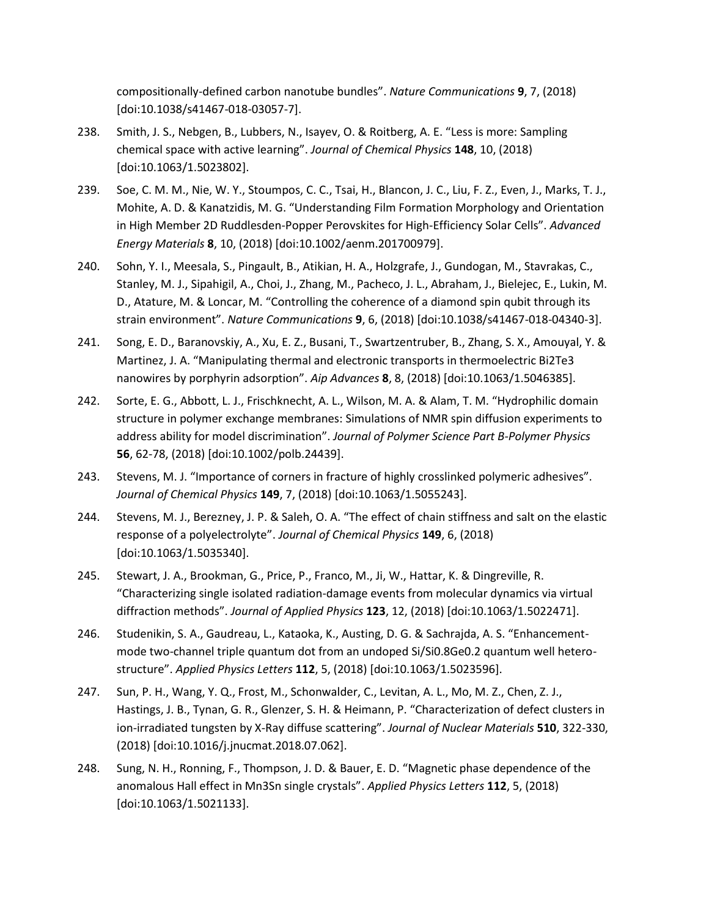compositionally-defined carbon nanotube bundles". *Nature Communications* **9**, 7, (2018) [doi:10.1038/s41467-018-03057-7].

238. Smith, J. S., Nebgen, B., Lubbers, N., Isayev, O. & Roitberg, A. E. "Less is more: Sampling chemical space with active learning". *Journal of Chemical Physics* **148**, 10, (2018) [doi:10.1063/1.5023802].

239. Soe, C. M. M., Nie, W. Y., Stoumpos, C. C., Tsai, H., Blancon, J. C., Liu, F. Z., Even, J., Marks, T. J., Mohite, A. D. & Kanatzidis, M. G. "Understanding Film Formation Morphology and Orientation in High Member 2D Ruddlesden-Popper Perovskites for High-Efficiency Solar Cells". *Advanced Energy Materials* **8**, 10, (2018) [doi:10.1002/aenm.201700979].

240. Sohn, Y. I., Meesala, S., Pingault, B., Atikian, H. A., Holzgrafe, J., Gundogan, M., Stavrakas, C., Stanley, M. J., Sipahigil, A., Choi, J., Zhang, M., Pacheco, J. L., Abraham, J., Bielejec, E., Lukin, M. D., Atature, M. & Loncar, M. "Controlling the coherence of a diamond spin qubit through its strain environment". *Nature Communications* **9**, 6, (2018) [doi:10.1038/s41467-018-04340-3].

241. Song, E. D., Baranovskiy, A., Xu, E. Z., Busani, T., Swartzentruber, B., Zhang, S. X., Amouyal, Y. & Martinez, J. A. "Manipulating thermal and electronic transports in thermoelectric Bi2Te3 nanowires by porphyrin adsorption". *Aip Advances* **8**, 8, (2018) [doi:10.1063/1.5046385].

242. Sorte, E. G., Abbott, L. J., Frischknecht, A. L., Wilson, M. A. & Alam, T. M. "Hydrophilic domain structure in polymer exchange membranes: Simulations of NMR spin diffusion experiments to address ability for model discrimination". *Journal of Polymer Science Part B-Polymer Physics* **56**, 62-78, (2018) [doi:10.1002/polb.24439].

243. Stevens, M. J. "Importance of corners in fracture of highly crosslinked polymeric adhesives". *Journal of Chemical Physics* **149**, 7, (2018) [doi:10.1063/1.5055243].

244. Stevens, M. J., Berezney, J. P. & Saleh, O. A. "The effect of chain stiffness and salt on the elastic response of a polyelectrolyte". *Journal of Chemical Physics* **149**, 6, (2018) [doi:10.1063/1.5035340].

245. Stewart, J. A., Brookman, G., Price, P., Franco, M., Ji, W., Hattar, K. & Dingreville, R. "Characterizing single isolated radiation-damage events from molecular dynamics via virtual diffraction methods". *Journal of Applied Physics* **123**, 12, (2018) [doi:10.1063/1.5022471].

246. Studenikin, S. A., Gaudreau, L., Kataoka, K., Austing, D. G. & Sachrajda, A. S. "Enhancement-mode two-channel triple quantum dot from an undoped Si/Si0.8Ge0.2 quantum well hetero-structure". *Applied Physics Letters* **112**, 5, (2018) [doi:10.1063/1.5023596].

247. Sun, P. H., Wang, Y. Q., Frost, M., Schonwalder, C., Levitan, A. L., Mo, M. Z., Chen, Z. J., Hastings, J. B., Tynan, G. R., Glenzer, S. H. & Heimann, P. "Characterization of defect clusters in ion-irradiated tungsten by X-Ray diffuse scattering". *Journal of Nuclear Materials* **510**, 322-330, (2018) [doi:10.1016/j.jnucmat.2018.07.062].

248. Sung, N. H., Ronning, F., Thompson, J. D. & Bauer, E. D. "Magnetic phase dependence of the anomalous Hall effect in Mn3Sn single crystals". *Applied Physics Letters* **112**, 5, (2018) [doi:10.1063/1.5021133].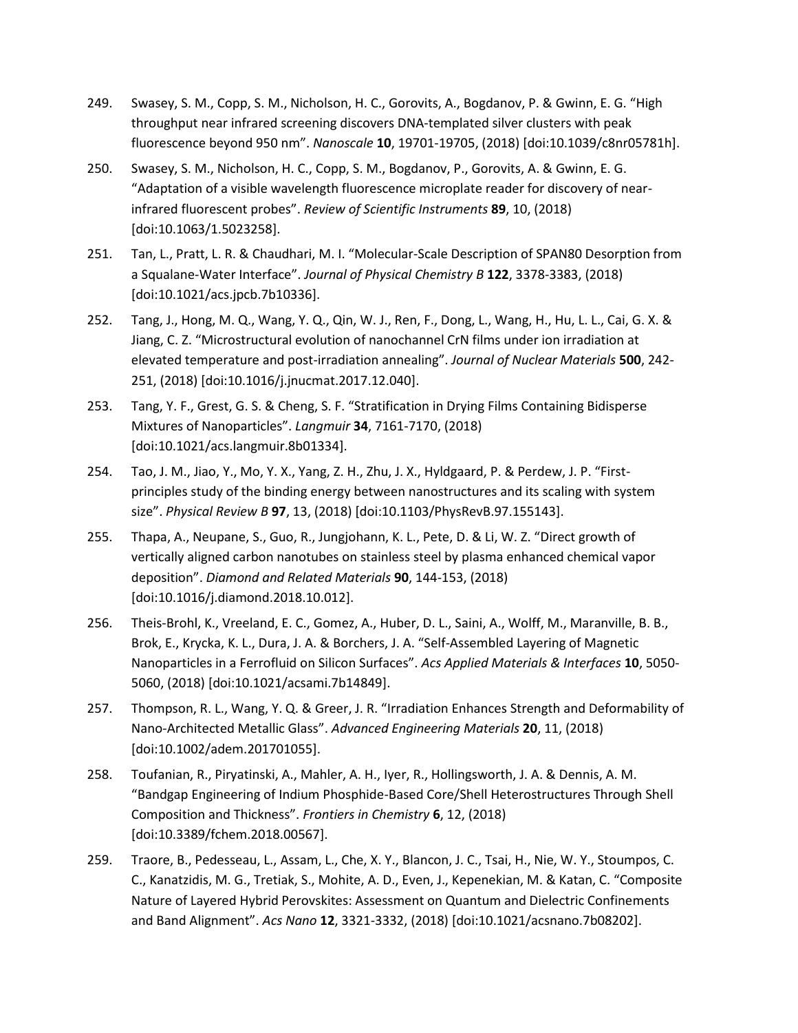249. Swasey, S. M., Copp, S. M., Nicholson, H. C., Gorovits, A., Bogdanov, P. & Gwinn, E. G. "High throughput near infrared screening discovers DNA-templated silver clusters with peak fluorescence beyond 950 nm". *Nanoscale* **10**, 19701-19705, (2018) [doi:10.1039/c8nr05781h].

250. Swasey, S. M., Nicholson, H. C., Copp, S. M., Bogdanov, P., Gorovits, A. & Gwinn, E. G. "Adaptation of a visible wavelength fluorescence microplate reader for discovery of near-infrared fluorescent probes". *Review of Scientific Instruments* **89**, 10, (2018) [doi:10.1063/1.5023258].

251. Tan, L., Pratt, L. R. & Chaudhari, M. I. "Molecular-Scale Description of SPAN80 Desorption from a Squalane-Water Interface". *Journal of Physical Chemistry B* **122**, 3378-3383, (2018) [doi:10.1021/acs.jpcb.7b10336].

252. Tang, J., Hong, M. Q., Wang, Y. Q., Qin, W. J., Ren, F., Dong, L., Wang, H., Hu, L. L., Cai, G. X. & Jiang, C. Z. "Microstructural evolution of nanochannel CrN films under ion irradiation at elevated temperature and post-irradiation annealing". *Journal of Nuclear Materials* **500**, 242-251, (2018) [doi:10.1016/j.jnucmat.2017.12.040].

253. Tang, Y. F., Grest, G. S. & Cheng, S. F. "Stratification in Drying Films Containing Bidisperse Mixtures of Nanoparticles". *Langmuir* **34**, 7161-7170, (2018) [doi:10.1021/acs.langmuir.8b01334].

254. Tao, J. M., Jiao, Y., Mo, Y. X., Yang, Z. H., Zhu, J. X., Hyldgaard, P. & Perdew, J. P. "First-principles study of the binding energy between nanostructures and its scaling with system size". *Physical Review B* **97**, 13, (2018) [doi:10.1103/PhysRevB.97.155143].

255. Thapa, A., Neupane, S., Guo, R., Jungjohann, K. L., Pete, D. & Li, W. Z. "Direct growth of vertically aligned carbon nanotubes on stainless steel by plasma enhanced chemical vapor deposition". *Diamond and Related Materials* **90**, 144-153, (2018) [doi:10.1016/j.diamond.2018.10.012].

256. Theis-Brohl, K., Vreeland, E. C., Gomez, A., Huber, D. L., Saini, A., Wolff, M., Maranville, B. B., Brok, E., Krycka, K. L., Dura, J. A. & Borchers, J. A. "Self-Assembled Layering of Magnetic Nanoparticles in a Ferrofluid on Silicon Surfaces". *Acs Applied Materials & Interfaces* **10**, 5050-5060, (2018) [doi:10.1021/acsami.7b14849].

257. Thompson, R. L., Wang, Y. Q. & Greer, J. R. "Irradiation Enhances Strength and Deformability of Nano-Architected Metallic Glass". *Advanced Engineering Materials* **20**, 11, (2018) [doi:10.1002/adem.201701055].

258. Toufanian, R., Piryatinski, A., Mahler, A. H., Iyer, R., Hollingsworth, J. A. & Dennis, A. M. "Bandgap Engineering of Indium Phosphide-Based Core/Shell Heterostructures Through Shell Composition and Thickness". *Frontiers in Chemistry* **6**, 12, (2018) [doi:10.3389/fchem.2018.00567].

259. Traore, B., Pedesseau, L., Assam, L., Che, X. Y., Blancon, J. C., Tsai, H., Nie, W. Y., Stoumpos, C. C., Kanatzidis, M. G., Tretiak, S., Mohite, A. D., Even, J., Kepenekian, M. & Katan, C. "Composite Nature of Layered Hybrid Perovskites: Assessment on Quantum and Dielectric Confinements and Band Alignment". *Acs Nano* **12**, 3321-3332, (2018) [doi:10.1021/acsnano.7b08202].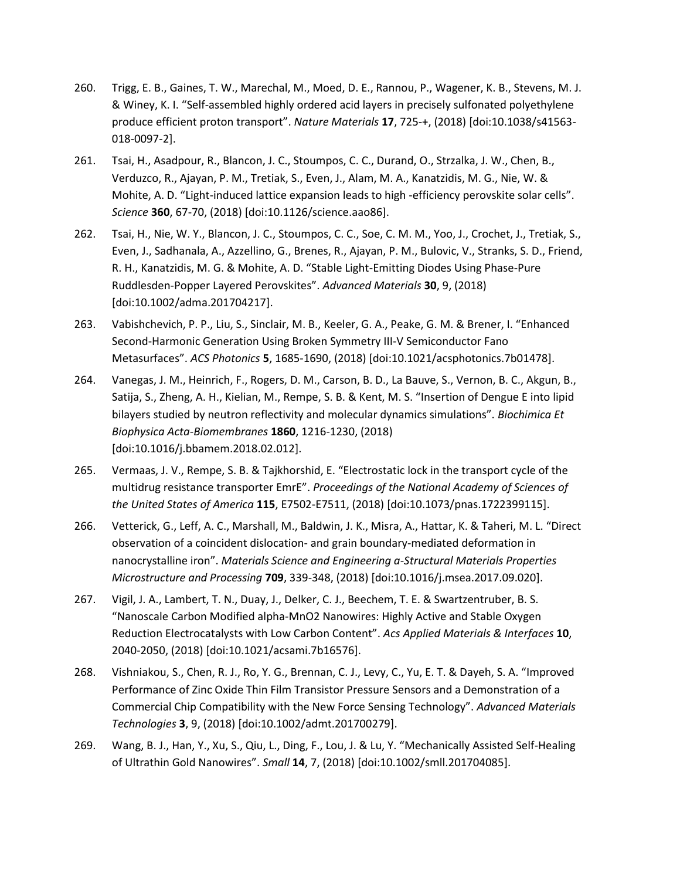260. Trigg, E. B., Gaines, T. W., Marechal, M., Moed, D. E., Rannou, P., Wagener, K. B., Stevens, M. J. & Winey, K. I. “Self-assembled highly ordered acid layers in precisely sulfonated polyethylene produce efficient proton transport”. *Nature Materials* **17**, 725-+, (2018) [doi:10.1038/s41563-018-0097-2].

261. Tsai, H., Asadpour, R., Blancon, J. C., Stoumpos, C. C., Durand, O., Strzalka, J. W., Chen, B., Verduzco, R., Ajayan, P. M., Tretiak, S., Even, J., Alam, M. A., Kanatzidis, M. G., Nie, W. & Mohite, A. D. “Light-induced lattice expansion leads to high -efficiency perovskite solar cells”. *Science* **360**, 67-70, (2018) [doi:10.1126/science.aao86].

262. Tsai, H., Nie, W. Y., Blancon, J. C., Stoumpos, C. C., Soe, C. M. M., Yoo, J., Crochet, J., Tretiak, S., Even, J., Sadhanala, A., Azzellino, G., Brenes, R., Ajayan, P. M., Bulovic, V., Stranks, S. D., Friend, R. H., Kanatzidis, M. G. & Mohite, A. D. “Stable Light-Emitting Diodes Using Phase-Pure Ruddlesden-Popper Layered Perovskites”. *Advanced Materials* **30**, 9, (2018) [doi:10.1002/adma.201704217].

263. Vabishchevich, P. P., Liu, S., Sinclair, M. B., Keeler, G. A., Peake, G. M. & Brener, I. “Enhanced Second-Harmonic Generation Using Broken Symmetry III-V Semiconductor Fano Metasurfaces”. *ACS Photonics* **5**, 1685-1690, (2018) [doi:10.1021/acsphotonics.7b01478].

264. Vanegas, J. M., Heinrich, F., Rogers, D. M., Carson, B. D., La Bauve, S., Vernon, B. C., Akgun, B., Satija, S., Zheng, A. H., Kielian, M., Rempe, S. B. & Kent, M. S. “Insertion of Dengue E into lipid bilayers studied by neutron reflectivity and molecular dynamics simulations”. *Biochimica Et Biophysica Acta-Biomembranes* **1860**, 1216-1230, (2018) [doi:10.1016/j.bbamem.2018.02.012].

265. Vermaas, J. V., Rempe, S. B. & Tajkhorshid, E. “Electrostatic lock in the transport cycle of the multidrug resistance transporter EmrE”. *Proceedings of the National Academy of Sciences of the United States of America* **115**, E7502-E7511, (2018) [doi:10.1073/pnas.1722399115].

266. Vetterick, G., Leff, A. C., Marshall, M., Baldwin, J. K., Misra, A., Hattar, K. & Taheri, M. L. “Direct observation of a coincident dislocation- and grain boundary-mediated deformation in nanocrystalline iron”. *Materials Science and Engineering a-Structural Materials Properties Microstructure and Processing* **709**, 339-348, (2018) [doi:10.1016/j.msea.2017.09.020].

267. Vigil, J. A., Lambert, T. N., Duay, J., Delker, C. J., Beechem, T. E. & Swartzentruber, B. S. “Nanoscale Carbon Modified alpha-MnO2 Nanowires: Highly Active and Stable Oxygen Reduction Electrocatalysts with Low Carbon Content”. *Acs Applied Materials & Interfaces* **10**, 2040-2050, (2018) [doi:10.1021/acsami.7b16576].

268. Vishniakou, S., Chen, R. J., Ro, Y. G., Brennan, C. J., Levy, C., Yu, E. T. & Dayeh, S. A. “Improved Performance of Zinc Oxide Thin Film Transistor Pressure Sensors and a Demonstration of a Commercial Chip Compatibility with the New Force Sensing Technology”. *Advanced Materials Technologies* **3**, 9, (2018) [doi:10.1002/admt.201700279].

269. Wang, B. J., Han, Y., Xu, S., Qiu, L., Ding, F., Lou, J. & Lu, Y. “Mechanically Assisted Self-Healing of Ultrathin Gold Nanowires”. *Small* **14**, 7, (2018) [doi:10.1002/smll.201704085].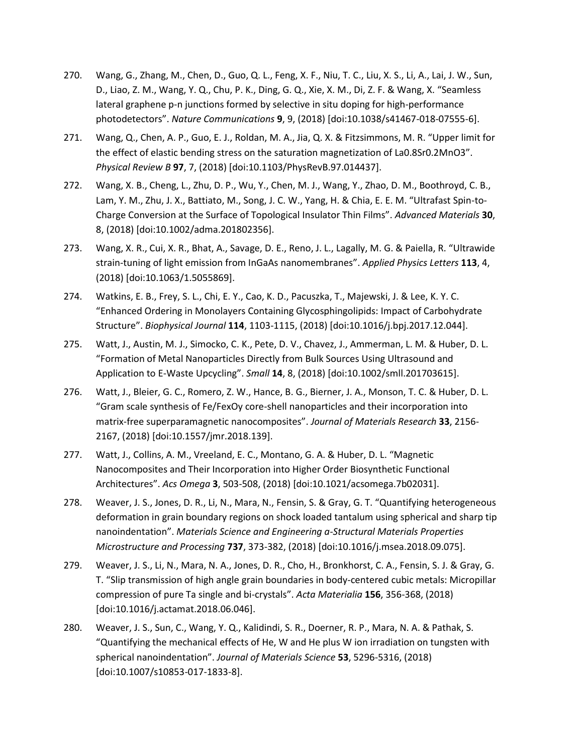270. Wang, G., Zhang, M., Chen, D., Guo, Q. L., Feng, X. F., Niu, T. C., Liu, X. S., Li, A., Lai, J. W., Sun, D., Liao, Z. M., Wang, Y. Q., Chu, P. K., Ding, G. Q., Xie, X. M., Di, Z. F. & Wang, X. "Seamless lateral graphene p-n junctions formed by selective in situ doping for high-performance photodetectors". *Nature Communications* **9**, 9, (2018) [doi:10.1038/s41467-018-07555-6].

271. Wang, Q., Chen, A. P., Guo, E. J., Roldan, M. A., Jia, Q. X. & Fitzsimmons, M. R. "Upper limit for the effect of elastic bending stress on the saturation magnetization of La0.8Sr0.2MnO3". *Physical Review B* **97**, 7, (2018) [doi:10.1103/PhysRevB.97.014437].

272. Wang, X. B., Cheng, L., Zhu, D. P., Wu, Y., Chen, M. J., Wang, Y., Zhao, D. M., Boothroyd, C. B., Lam, Y. M., Zhu, J. X., Battiato, M., Song, J. C. W., Yang, H. & Chia, E. E. M. "Ultrafast Spin-to-Charge Conversion at the Surface of Topological Insulator Thin Films". *Advanced Materials* **30**, 8, (2018) [doi:10.1002/adma.201802356].

273. Wang, X. R., Cui, X. R., Bhat, A., Savage, D. E., Reno, J. L., Lagally, M. G. & Paiella, R. "Ultrawide strain-tuning of light emission from InGaAs nanomembranes". *Applied Physics Letters* **113**, 4, (2018) [doi:10.1063/1.5055869].

274. Watkins, E. B., Frey, S. L., Chi, E. Y., Cao, K. D., Pacuszka, T., Majewski, J. & Lee, K. Y. C. "Enhanced Ordering in Monolayers Containing Glycosphingolipids: Impact of Carbohydrate Structure". *Biophysical Journal* **114**, 1103-1115, (2018) [doi:10.1016/j.bpj.2017.12.044].

275. Watt, J., Austin, M. J., Simocko, C. K., Pete, D. V., Chavez, J., Ammerman, L. M. & Huber, D. L. "Formation of Metal Nanoparticles Directly from Bulk Sources Using Ultrasound and Application to E-Waste Upcycling". *Small* **14**, 8, (2018) [doi:10.1002/smll.201703615].

276. Watt, J., Bleier, G. C., Romero, Z. W., Hance, B. G., Bierner, J. A., Monson, T. C. & Huber, D. L. "Gram scale synthesis of Fe/FexOy core-shell nanoparticles and their incorporation into matrix-free superparamagnetic nanocomposites". *Journal of Materials Research* **33**, 2156-2167, (2018) [doi:10.1557/jmr.2018.139].

277. Watt, J., Collins, A. M., Vreeland, E. C., Montano, G. A. & Huber, D. L. "Magnetic Nanocomposites and Their Incorporation into Higher Order Biosynthetic Functional Architectures". *Acs Omega* **3**, 503-508, (2018) [doi:10.1021/acsomega.7b02031].

278. Weaver, J. S., Jones, D. R., Li, N., Mara, N., Fensin, S. & Gray, G. T. "Quantifying heterogeneous deformation in grain boundary regions on shock loaded tantalum using spherical and sharp tip nanoindentation". *Materials Science and Engineering a-Structural Materials Properties Microstructure and Processing* **737**, 373-382, (2018) [doi:10.1016/j.msea.2018.09.075].

279. Weaver, J. S., Li, N., Mara, N. A., Jones, D. R., Cho, H., Bronkhorst, C. A., Fensin, S. J. & Gray, G. T. "Slip transmission of high angle grain boundaries in body-centered cubic metals: Micropillar compression of pure Ta single and bi-crystals". *Acta Materialia* **156**, 356-368, (2018) [doi:10.1016/j.actamat.2018.06.046].

280. Weaver, J. S., Sun, C., Wang, Y. Q., Kalidindi, S. R., Doerner, R. P., Mara, N. A. & Pathak, S. "Quantifying the mechanical effects of He, W and He plus W ion irradiation on tungsten with spherical nanoindentation". *Journal of Materials Science* **53**, 5296-5316, (2018) [doi:10.1007/s10853-017-1833-8].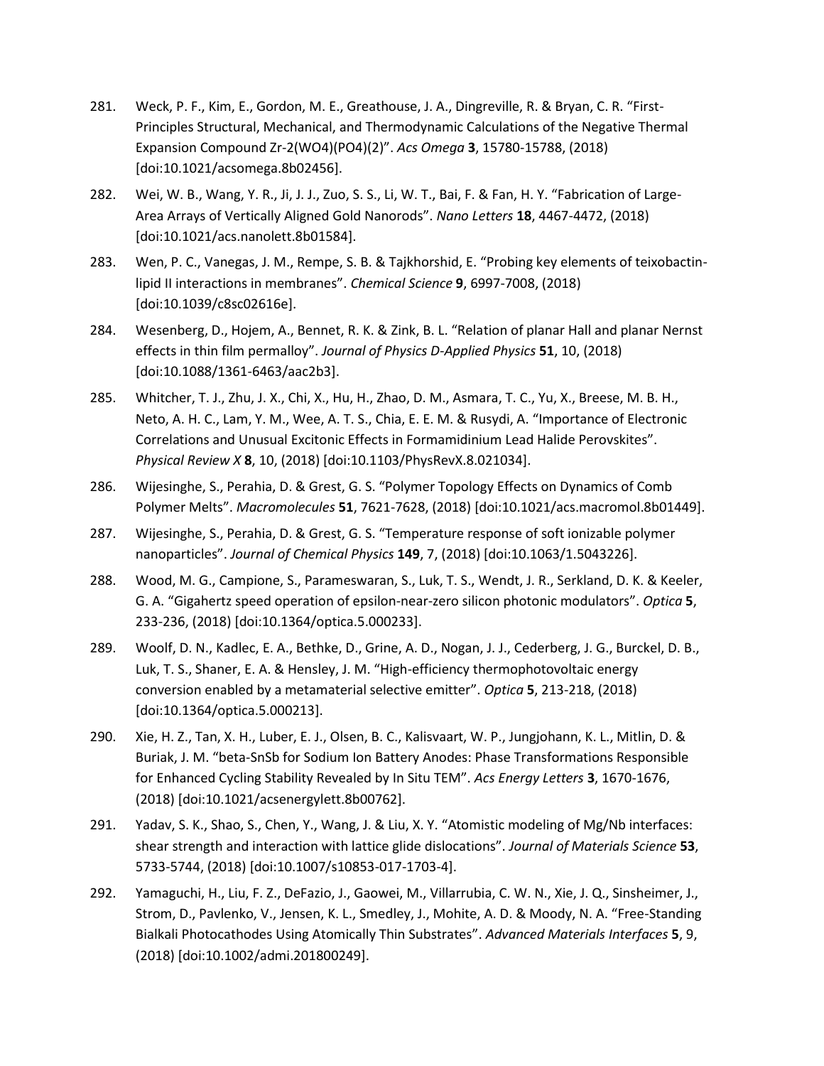281. Weck, P. F., Kim, E., Gordon, M. E., Greathouse, J. A., Dingreville, R. & Bryan, C. R. "First-Principles Structural, Mechanical, and Thermodynamic Calculations of the Negative Thermal Expansion Compound Zr-2(WO4)(PO4)(2)". *Acs Omega* **3**, 15780-15788, (2018) [doi:10.1021/acsomega.8b02456].

282. Wei, W. B., Wang, Y. R., Ji, J. J., Zuo, S. S., Li, W. T., Bai, F. & Fan, H. Y. "Fabrication of Large-Area Arrays of Vertically Aligned Gold Nanorods". *Nano Letters* **18**, 4467-4472, (2018) [doi:10.1021/acs.nanolett.8b01584].

283. Wen, P. C., Vanegas, J. M., Rempe, S. B. & Tajkhorshid, E. "Probing key elements of teixobactin-lipid II interactions in membranes". *Chemical Science* **9**, 6997-7008, (2018) [doi:10.1039/c8sc02616e].

284. Wesenberg, D., Hojem, A., Bennet, R. K. & Zink, B. L. "Relation of planar Hall and planar Nernst effects in thin film permalloy". *Journal of Physics D-Applied Physics* **51**, 10, (2018) [doi:10.1088/1361-6463/aac2b3].

285. Whitcher, T. J., Zhu, J. X., Chi, X., Hu, H., Zhao, D. M., Asmara, T. C., Yu, X., Breese, M. B. H., Neto, A. H. C., Lam, Y. M., Wee, A. T. S., Chia, E. E. M. & Rusydi, A. "Importance of Electronic Correlations and Unusual Excitonic Effects in Formamidinium Lead Halide Perovskites". *Physical Review X* **8**, 10, (2018) [doi:10.1103/PhysRevX.8.021034].

286. Wijesinghe, S., Perahia, D. & Grest, G. S. "Polymer Topology Effects on Dynamics of Comb Polymer Melts". *Macromolecules* **51**, 7621-7628, (2018) [doi:10.1021/acs.macromol.8b01449].

287. Wijesinghe, S., Perahia, D. & Grest, G. S. "Temperature response of soft ionizable polymer nanoparticles". *Journal of Chemical Physics* **149**, 7, (2018) [doi:10.1063/1.5043226].

288. Wood, M. G., Campione, S., Parameswaran, S., Luk, T. S., Wendt, J. R., Serkland, D. K. & Keeler, G. A. "Gigahertz speed operation of epsilon-near-zero silicon photonic modulators". *Optica* **5**, 233-236, (2018) [doi:10.1364/optica.5.000233].

289. Woolf, D. N., Kadlec, E. A., Bethke, D., Grine, A. D., Nogan, J. J., Cederberg, J. G., Burckel, D. B., Luk, T. S., Shaner, E. A. & Hensley, J. M. "High-efficiency thermophotovoltaic energy conversion enabled by a metamaterial selective emitter". *Optica* **5**, 213-218, (2018) [doi:10.1364/optica.5.000213].

290. Xie, H. Z., Tan, X. H., Luber, E. J., Olsen, B. C., Kalisvaart, W. P., Jungjohann, K. L., Mitlin, D. & Buriak, J. M. "beta-SnSb for Sodium Ion Battery Anodes: Phase Transformations Responsible for Enhanced Cycling Stability Revealed by In Situ TEM". *Acs Energy Letters* **3**, 1670-1676, (2018) [doi:10.1021/acsenergylett.8b00762].

291. Yadav, S. K., Shao, S., Chen, Y., Wang, J. & Liu, X. Y. "Atomistic modeling of Mg/Nb interfaces: shear strength and interaction with lattice glide dislocations". *Journal of Materials Science* **53**, 5733-5744, (2018) [doi:10.1007/s10853-017-1703-4].

292. Yamaguchi, H., Liu, F. Z., DeFazio, J., Gaowei, M., Villarrubia, C. W. N., Xie, J. Q., Sinsheimer, J., Strom, D., Pavlenko, V., Jensen, K. L., Smedley, J., Mohite, A. D. & Moody, N. A. "Free-Standing Bialkali Photocathodes Using Atomically Thin Substrates". *Advanced Materials Interfaces* **5**, 9, (2018) [doi:10.1002/admi.201800249].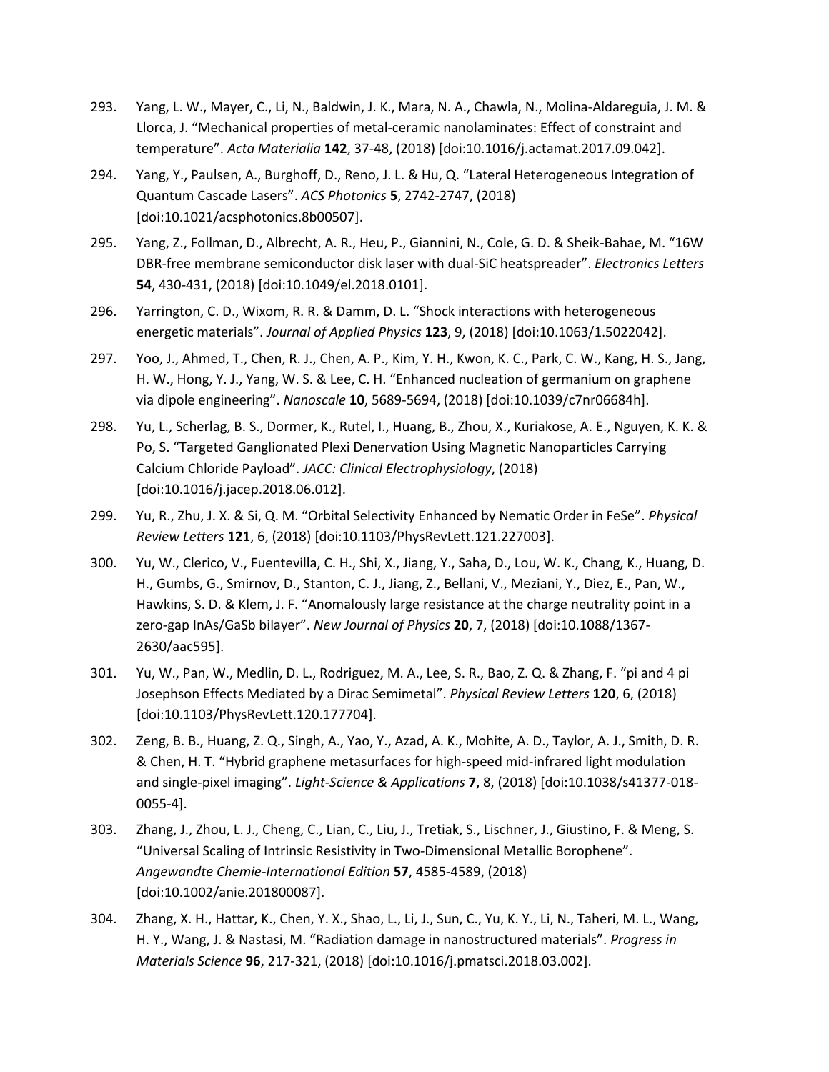293. Yang, L. W., Mayer, C., Li, N., Baldwin, J. K., Mara, N. A., Chawla, N., Molina-Aldareguia, J. M. & Llorca, J. “Mechanical properties of metal-ceramic nanolaminates: Effect of constraint and temperature”. *Acta Materialia* **142**, 37-48, (2018) [doi:10.1016/j.actamat.2017.09.042].

294. Yang, Y., Paulsen, A., Burghoff, D., Reno, J. L. & Hu, Q. “Lateral Heterogeneous Integration of Quantum Cascade Lasers”. *ACS Photonics* **5**, 2742-2747, (2018) [doi:10.1021/acsphotonics.8b00507].

295. Yang, Z., Follman, D., Albrecht, A. R., Heu, P., Giannini, N., Cole, G. D. & Sheik-Bahae, M. “16W DBR-free membrane semiconductor disk laser with dual-SiC heatspreader”. *Electronics Letters* **54**, 430-431, (2018) [doi:10.1049/el.2018.0101].

296. Yarrington, C. D., Wixom, R. R. & Damm, D. L. “Shock interactions with heterogeneous energetic materials”. *Journal of Applied Physics* **123**, 9, (2018) [doi:10.1063/1.5022042].

297. Yoo, J., Ahmed, T., Chen, R. J., Chen, A. P., Kim, Y. H., Kwon, K. C., Park, C. W., Kang, H. S., Jang, H. W., Hong, Y. J., Yang, W. S. & Lee, C. H. “Enhanced nucleation of germanium on graphene via dipole engineering”. *Nanoscale* **10**, 5689-5694, (2018) [doi:10.1039/c7nr06684h].

298. Yu, L., Scherlag, B. S., Dormer, K., Rutel, I., Huang, B., Zhou, X., Kuriakose, A. E., Nguyen, K. K. & Po, S. “Targeted Ganglionated Plexi Denervation Using Magnetic Nanoparticles Carrying Calcium Chloride Payload”. *JACC: Clinical Electrophysiology*, (2018) [doi:10.1016/j.jacep.2018.06.012].

299. Yu, R., Zhu, J. X. & Si, Q. M. “Orbital Selectivity Enhanced by Nematic Order in FeSe”. *Physical Review Letters* **121**, 6, (2018) [doi:10.1103/PhysRevLett.121.227003].

300. Yu, W., Clerico, V., Fuentevilla, C. H., Shi, X., Jiang, Y., Saha, D., Lou, W. K., Chang, K., Huang, D. H., Gumbs, G., Smirnov, D., Stanton, C. J., Jiang, Z., Bellani, V., Meziani, Y., Diez, E., Pan, W., Hawkins, S. D. & Klem, J. F. “Anomalously large resistance at the charge neutrality point in a zero-gap InAs/GaSb bilayer”. *New Journal of Physics* **20**, 7, (2018) [doi:10.1088/1367-2630/aac595].

301. Yu, W., Pan, W., Medlin, D. L., Rodriguez, M. A., Lee, S. R., Bao, Z. Q. & Zhang, F. “pi and 4 pi Josephson Effects Mediated by a Dirac Semimetal”. *Physical Review Letters* **120**, 6, (2018) [doi:10.1103/PhysRevLett.120.177704].

302. Zeng, B. B., Huang, Z. Q., Singh, A., Yao, Y., Azad, A. K., Mohite, A. D., Taylor, A. J., Smith, D. R. & Chen, H. T. “Hybrid graphene metasurfaces for high-speed mid-infrared light modulation and single-pixel imaging”. *Light-Science & Applications* **7**, 8, (2018) [doi:10.1038/s41377-018-0055-4].

303. Zhang, J., Zhou, L. J., Cheng, C., Lian, C., Liu, J., Tretiak, S., Lischner, J., Giustino, F. & Meng, S. “Universal Scaling of Intrinsic Resistivity in Two-Dimensional Metallic Borophene”. *Angewandte Chemie-International Edition* **57**, 4585-4589, (2018) [doi:10.1002/anie.201800087].

304. Zhang, X. H., Hattar, K., Chen, Y. X., Shao, L., Li, J., Sun, C., Yu, K. Y., Li, N., Taheri, M. L., Wang, H. Y., Wang, J. & Nastasi, M. “Radiation damage in nanostructured materials”. *Progress in Materials Science* **96**, 217-321, (2018) [doi:10.1016/j.pmatsci.2018.03.002].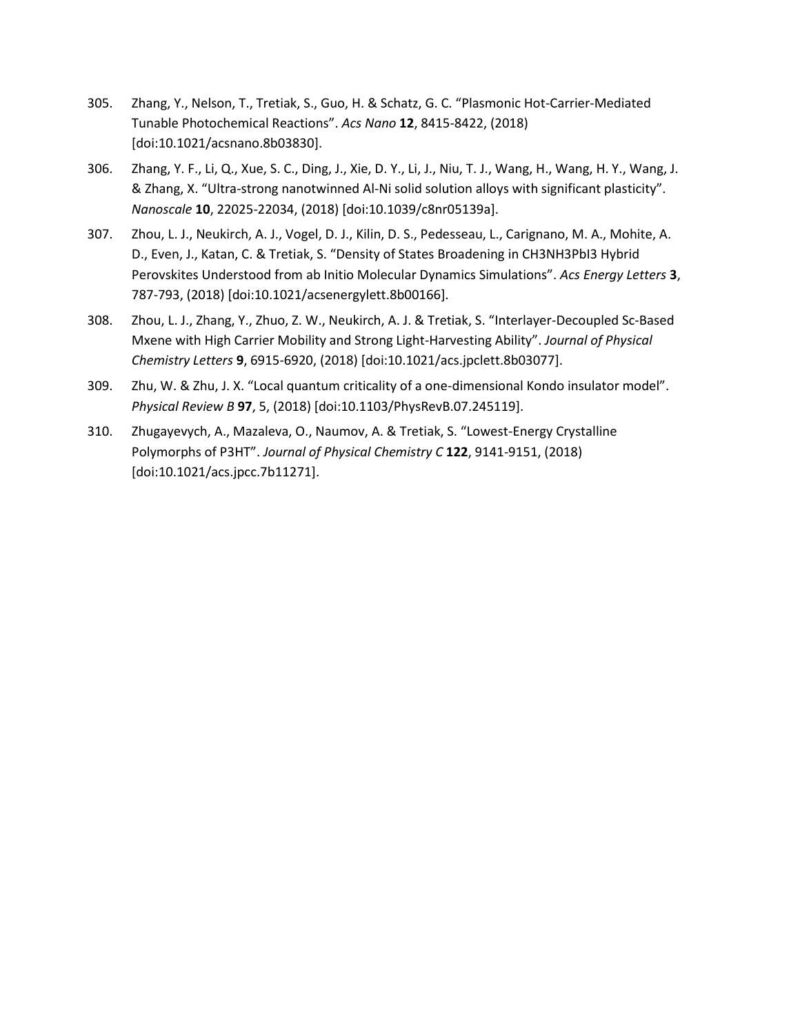305. Zhang, Y., Nelson, T., Tretiak, S., Guo, H. & Schatz, G. C. “Plasmonic Hot-Carrier-Mediated Tunable Photochemical Reactions”. *Acs Nano* **12**, 8415-8422, (2018) [doi:10.1021/acsnano.8b03830].

306. Zhang, Y. F., Li, Q., Xue, S. C., Ding, J., Xie, D. Y., Li, J., Niu, T. J., Wang, H., Wang, H. Y., Wang, J. & Zhang, X. “Ultra-strong nanotwinned Al-Ni solid solution alloys with significant plasticity”. *Nanoscale* **10**, 22025-22034, (2018) [doi:10.1039/c8nr05139a].

307. Zhou, L. J., Neukirch, A. J., Vogel, D. J., Kilin, D. S., Pedesseau, L., Carignano, M. A., Mohite, A. D., Even, J., Katan, C. & Tretiak, S. “Density of States Broadening in CH3NH3PbI3 Hybrid Perovskites Understood from ab Initio Molecular Dynamics Simulations”. *Acs Energy Letters* **3**, 787-793, (2018) [doi:10.1021/acsenergylett.8b00166].

308. Zhou, L. J., Zhang, Y., Zhuo, Z. W., Neukirch, A. J. & Tretiak, S. “Interlayer-Decoupled Sc-Based Mxene with High Carrier Mobility and Strong Light-Harvesting Ability”. *Journal of Physical Chemistry Letters* **9**, 6915-6920, (2018) [doi:10.1021/acs.jpclett.8b03077].

309. Zhu, W. & Zhu, J. X. “Local quantum criticality of a one-dimensional Kondo insulator model”. *Physical Review B* **97**, 5, (2018) [doi:10.1103/PhysRevB.07.245119].

310. Zhugayevych, A., Mazaleva, O., Naumov, A. & Tretiak, S. “Lowest-Energy Crystalline Polymorphs of P3HT”. *Journal of Physical Chemistry C* **122**, 9141-9151, (2018) [doi:10.1021/acs.jpcc.7b11271].